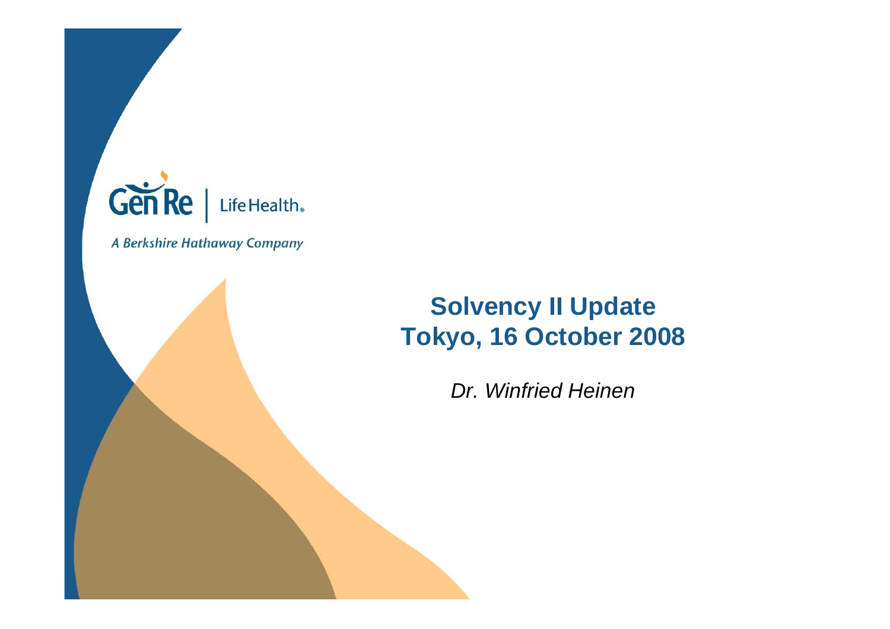Gen Re | LifeHealth

*A Berkshire Hathaway Company*

# Solvency II Update
# Tokyo, 16 October 2008

*Dr. Winfried Heinen*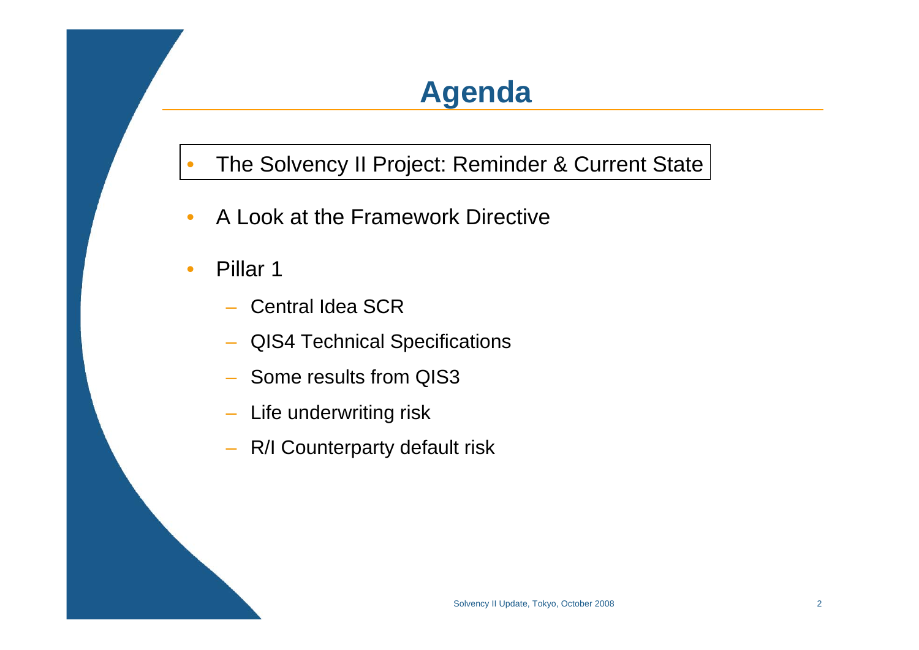# Agenda

- The Solvency II Project: Reminder & Current State
- A Look at the Framework Directive
- Pillar 1
  - Central Idea SCR
  - QIS4 Technical Specifications
  - Some results from QIS3
  - Life underwriting risk
  - R/I Counterparty default risk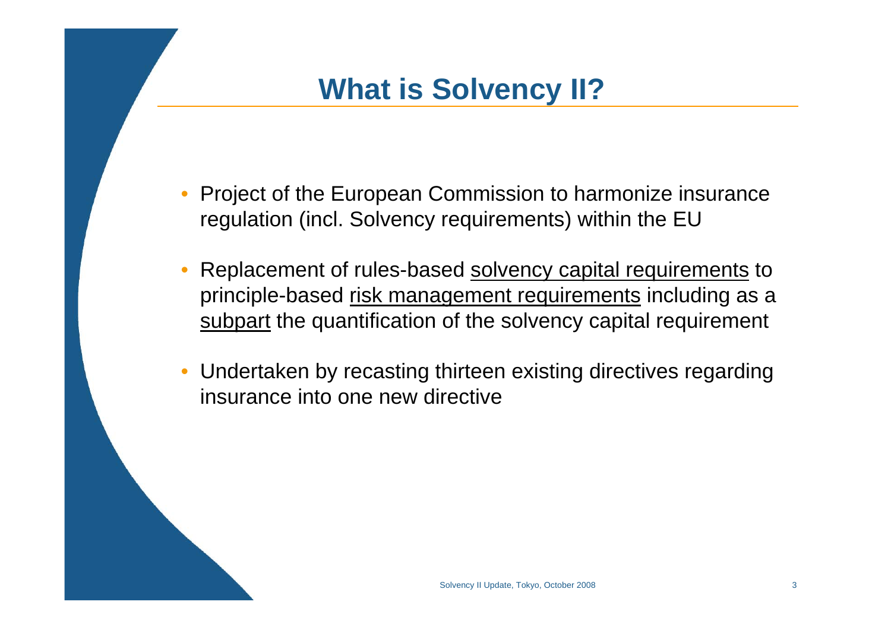# What is Solvency II?

- Project of the European Commission to harmonize insurance regulation (incl. Solvency requirements) within the EU
- Replacement of rules-based <u>solvency capital requirements</u> to principle-based <u>risk management requirements</u> including as a <u>subpart</u> the quantification of the solvency capital requirement
- Undertaken by recasting thirteen existing directives regarding insurance into one new directive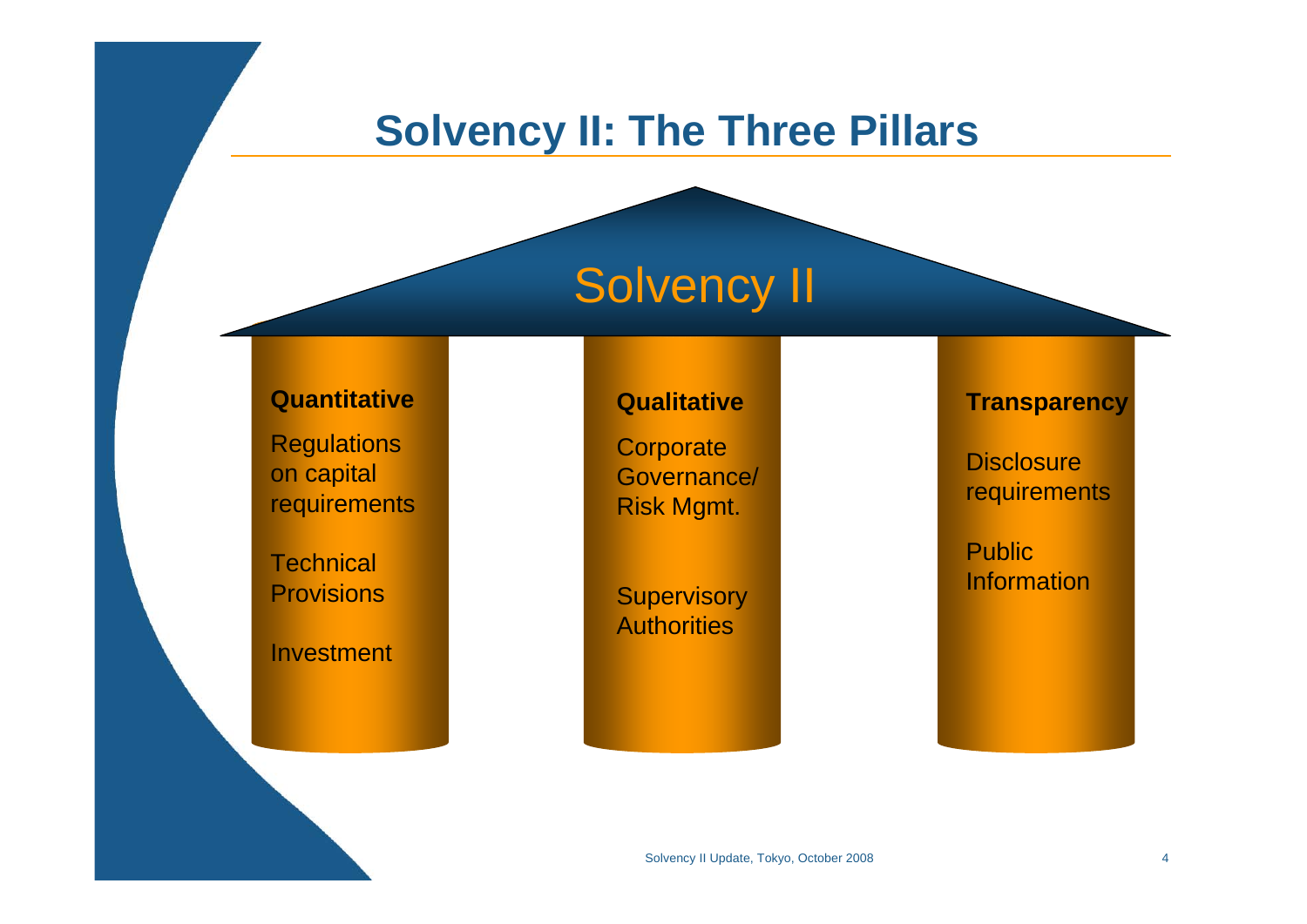# Solvency II: The Three Pillars

## Solvency II

**Quantitative**

- Regulations on capital requirements
- Technical Provisions
- Investment

**Qualitative**

- Corporate Governance/ Risk Mgmt.
- Supervisory Authorities

**Transparency**

- Disclosure requirements
- Public Information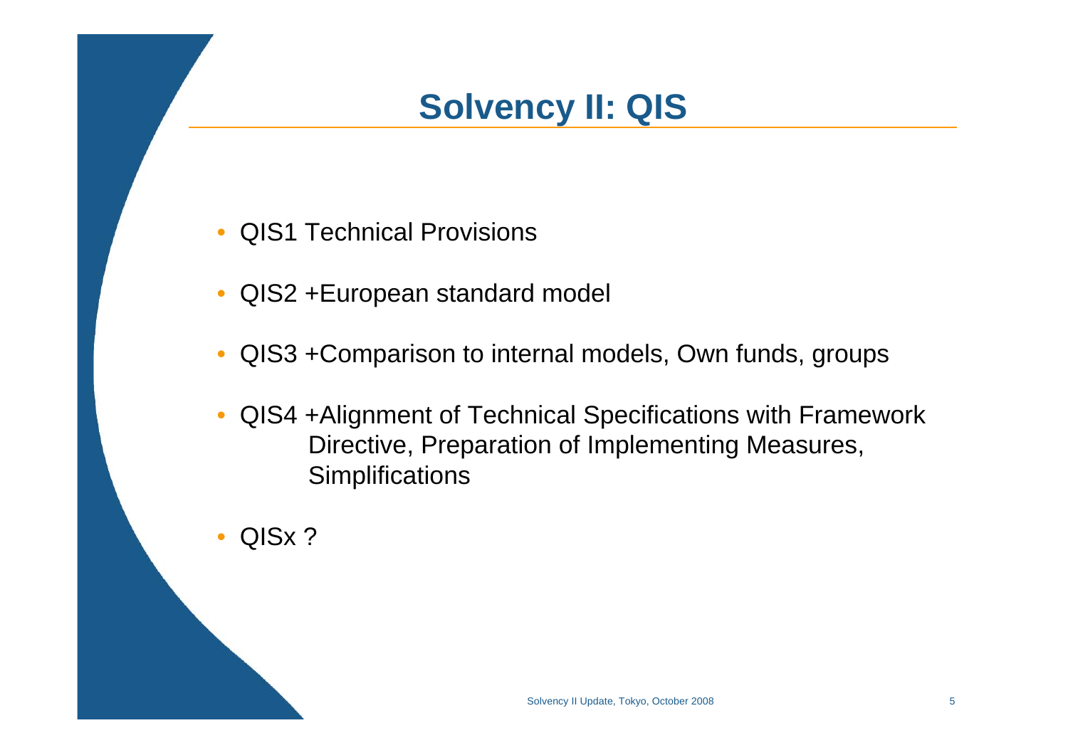# Solvency II: QIS

- QIS1 Technical Provisions
- QIS2 +European standard model
- QIS3 +Comparison to internal models, Own funds, groups
- QIS4 +Alignment of Technical Specifications with Framework Directive, Preparation of Implementing Measures, Simplifications
- QISx ?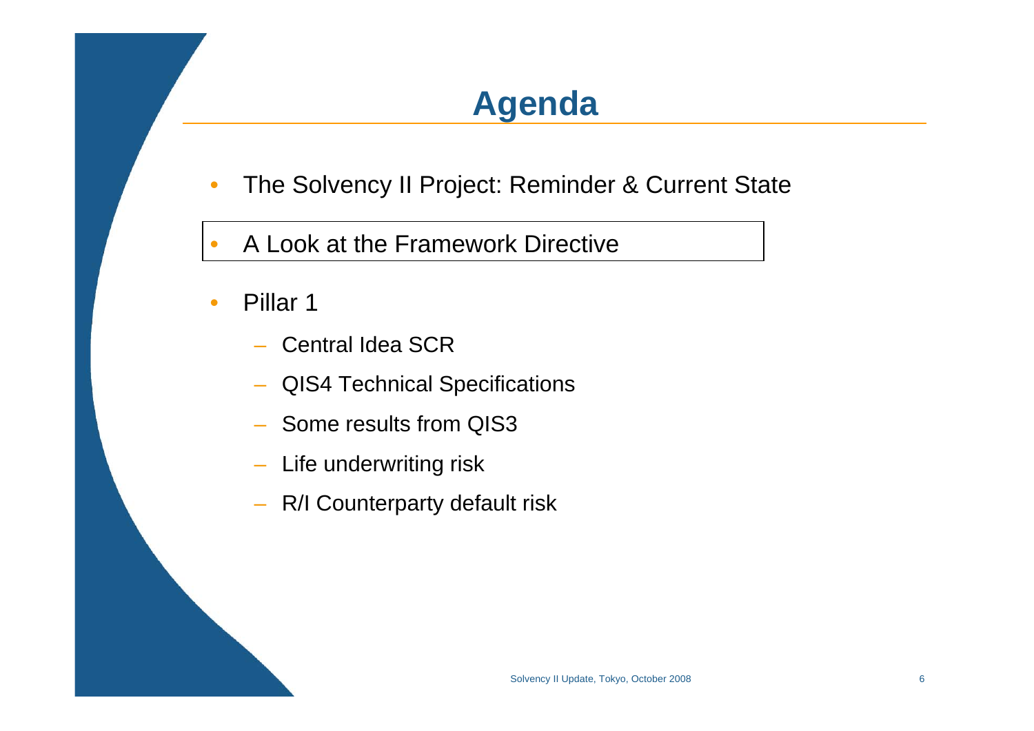# Agenda

- The Solvency II Project: Reminder & Current State
- A Look at the Framework Directive
- Pillar 1
  - Central Idea SCR
  - QIS4 Technical Specifications
  - Some results from QIS3
  - Life underwriting risk
  - R/I Counterparty default risk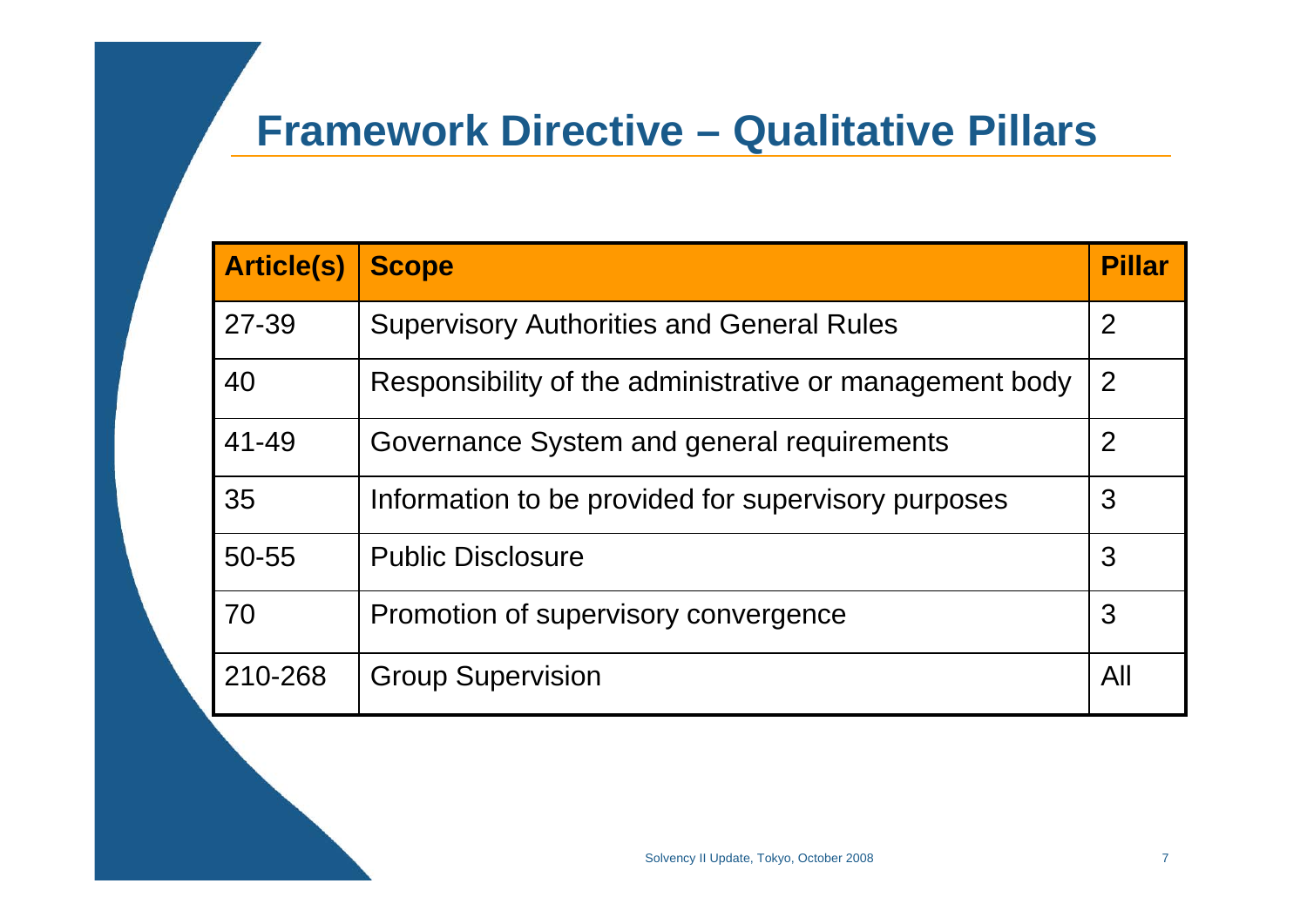# Framework Directive – Qualitative Pillars

| Article(s) | Scope | Pillar |
|---|---|---|
| 27-39 | Supervisory Authorities and General Rules | 2 |
| 40 | Responsibility of the administrative or management body | 2 |
| 41-49 | Governance System and general requirements | 2 |
| 35 | Information to be provided for supervisory purposes | 3 |
| 50-55 | Public Disclosure | 3 |
| 70 | Promotion of supervisory convergence | 3 |
| 210-268 | Group Supervision | All |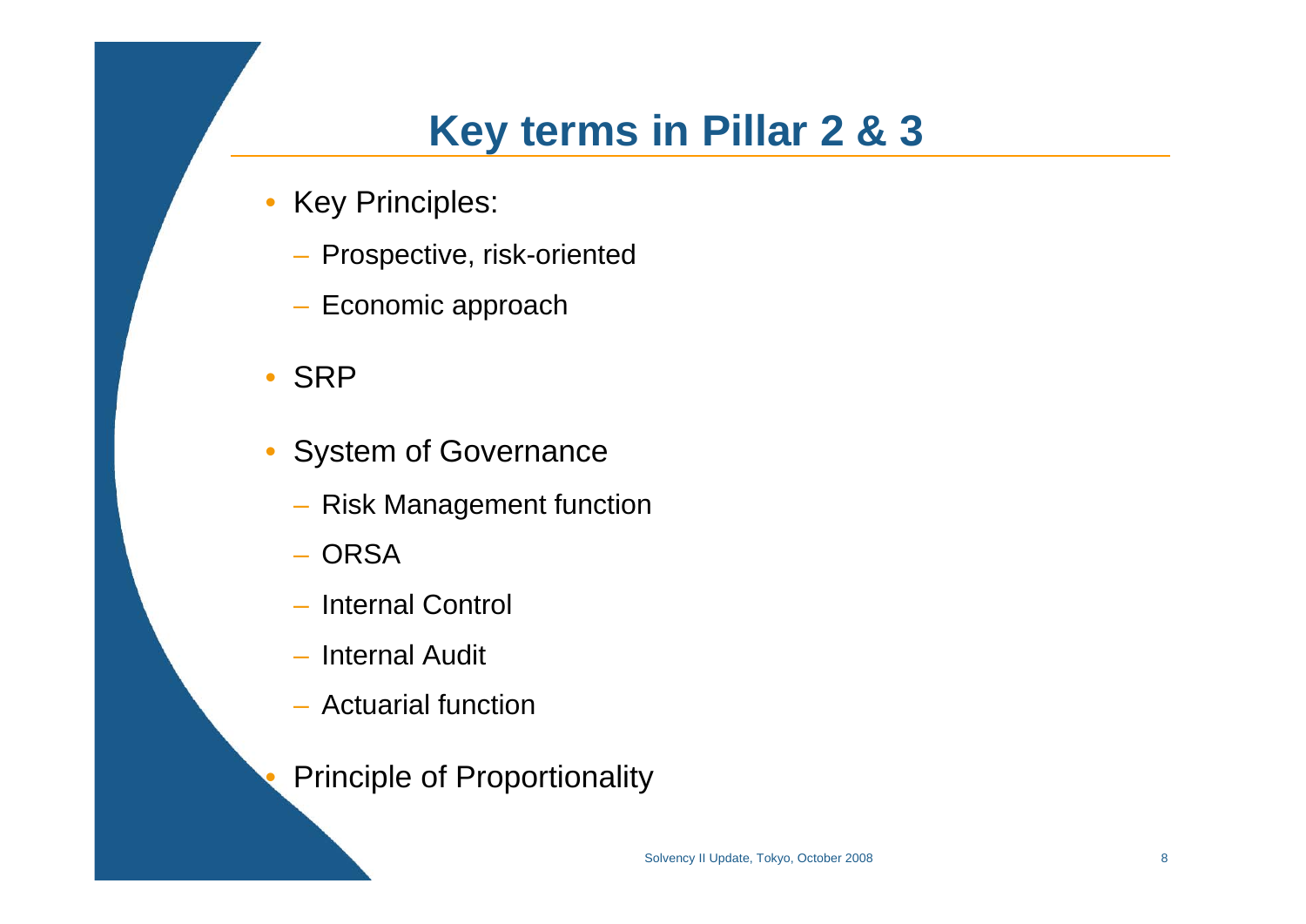# Key terms in Pillar 2 & 3

- Key Principles:
  - Prospective, risk-oriented
  - Economic approach
- SRP
- System of Governance
  - Risk Management function
  - ORSA
  - Internal Control
  - Internal Audit
  - Actuarial function
- Principle of Proportionality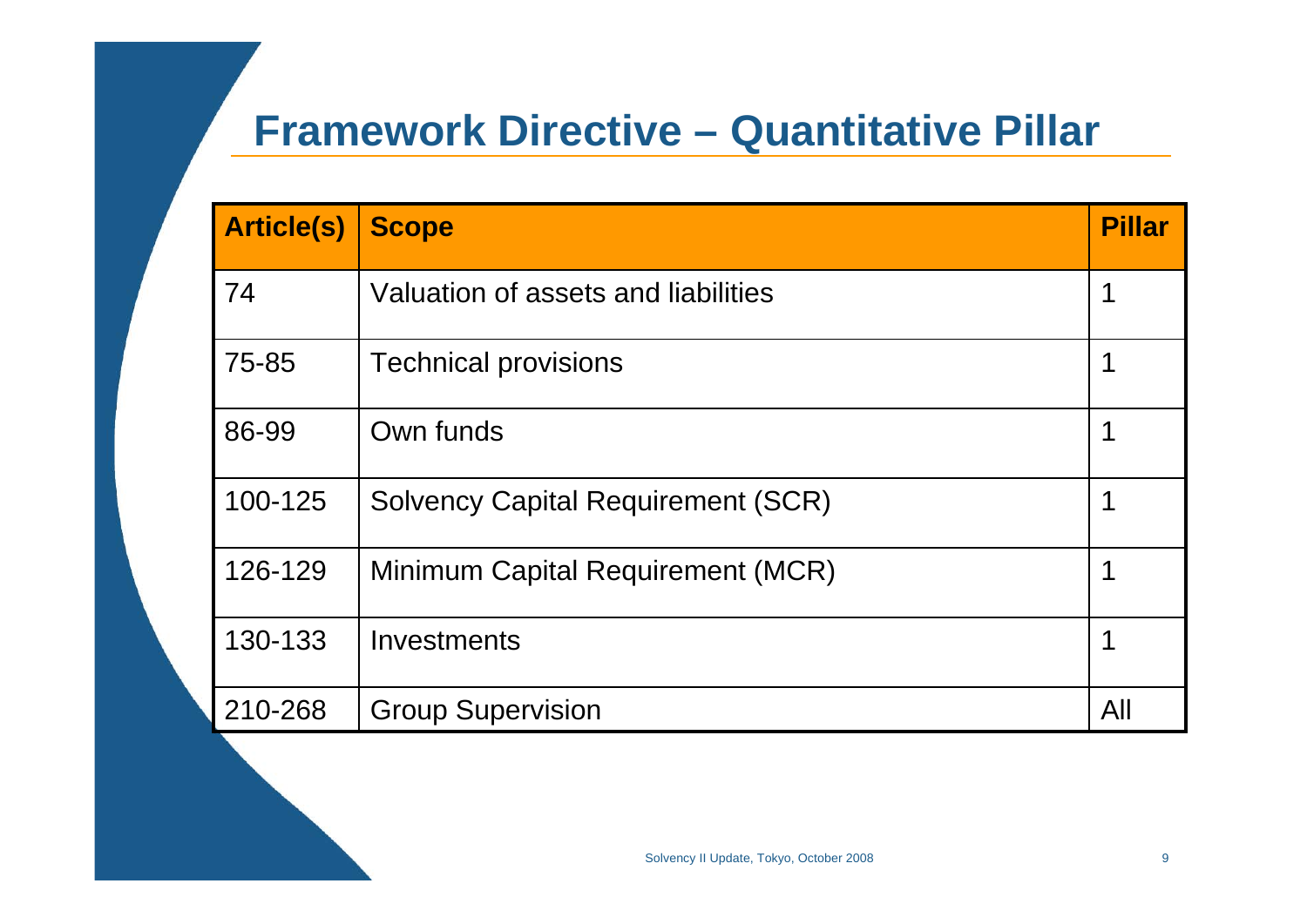# Framework Directive – Quantitative Pillar

| Article(s) | Scope | Pillar |
|---|---|---|
| 74 | Valuation of assets and liabilities | 1 |
| 75-85 | Technical provisions | 1 |
| 86-99 | Own funds | 1 |
| 100-125 | Solvency Capital Requirement (SCR) | 1 |
| 126-129 | Minimum Capital Requirement (MCR) | 1 |
| 130-133 | Investments | 1 |
| 210-268 | Group Supervision | All |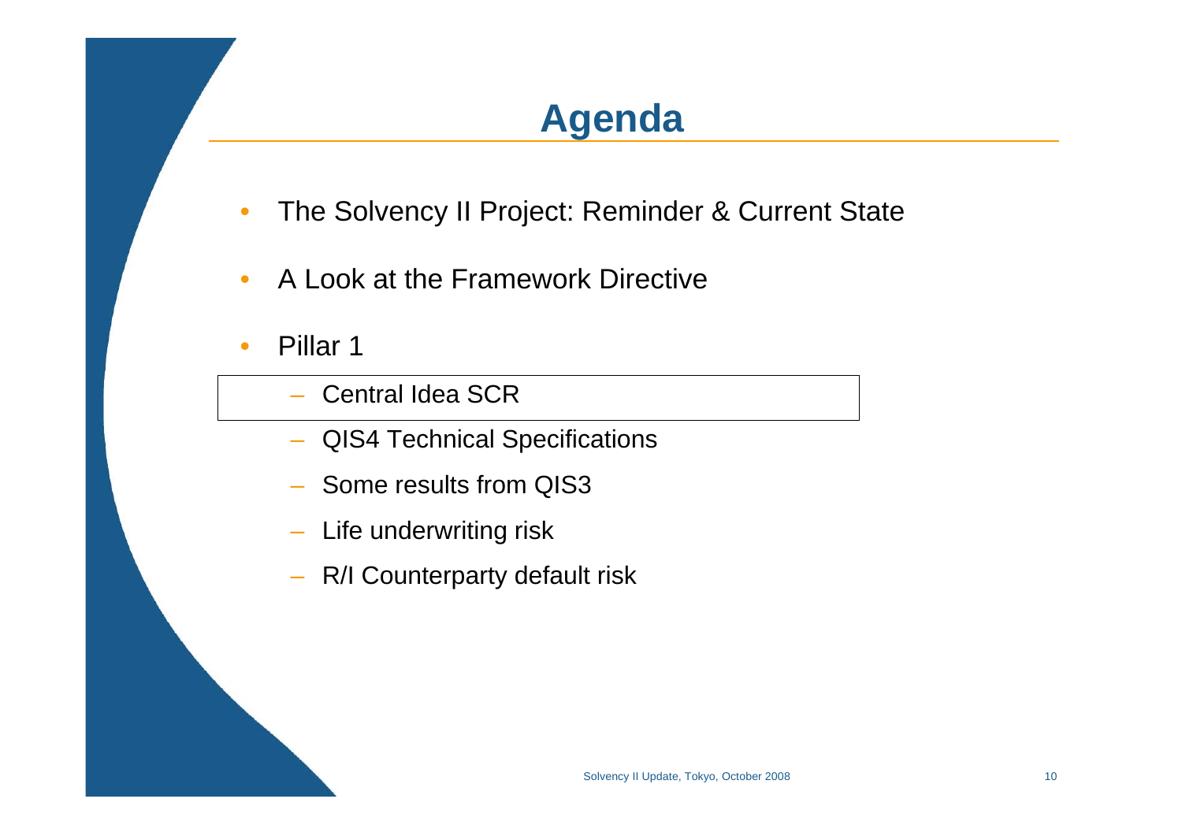# Agenda

- The Solvency II Project: Reminder & Current State
- A Look at the Framework Directive
- Pillar 1
  - Central Idea SCR
  - QIS4 Technical Specifications
  - Some results from QIS3
  - Life underwriting risk
  - R/I Counterparty default risk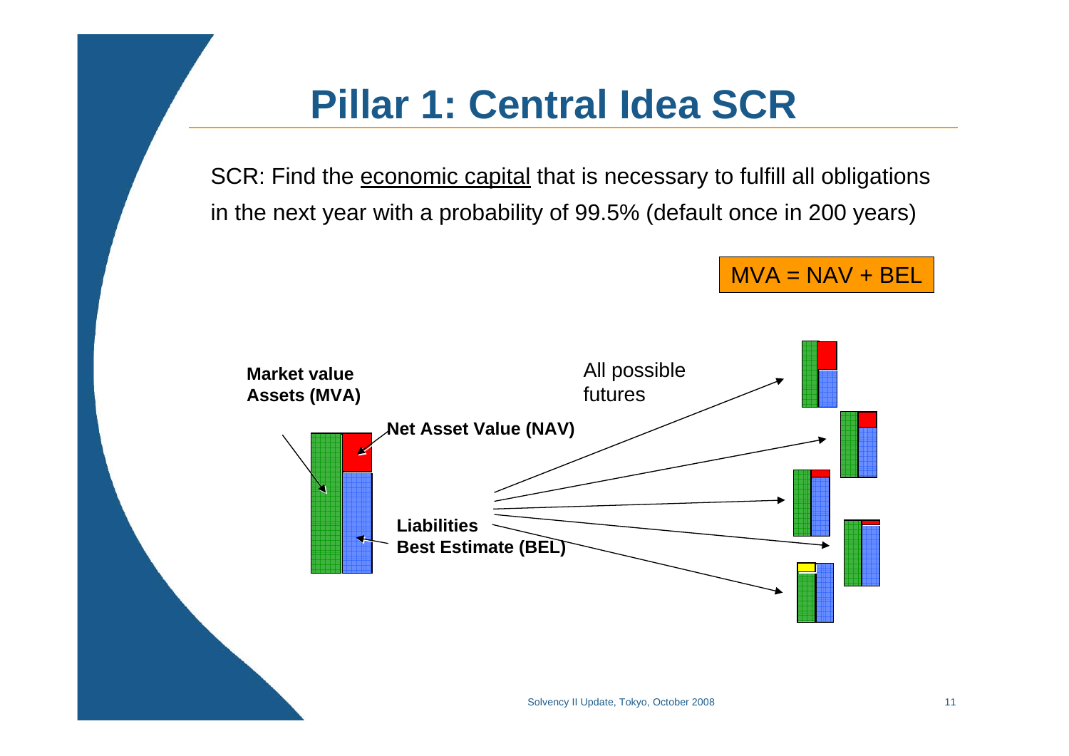# Pillar 1: Central Idea SCR

SCR: Find the economic capital that is necessary to fulfill all obligations in the next year with a probability of 99.5% (default once in 200 years)

MVA = NAV + BEL

**Market value Assets (MVA)**

**Net Asset Value (NAV)**

**Liabilities Best Estimate (BEL)**

All possible futures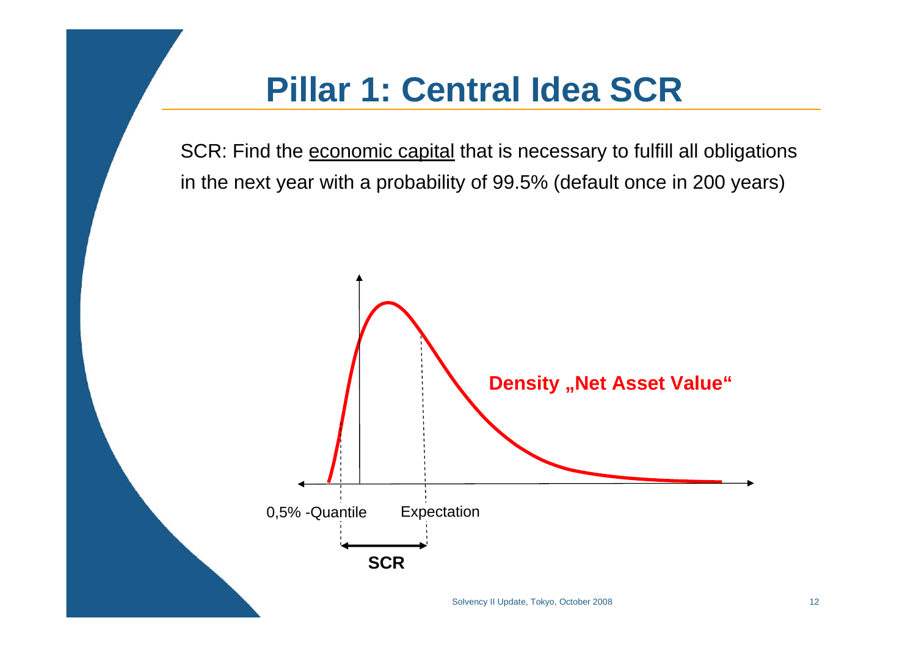# Pillar 1: Central Idea SCR

SCR: Find the <u>economic capital</u> that is necessary to fulfill all obligations in the next year with a probability of 99.5% (default once in 200 years)

**Density „Net Asset Value“**

0,5% -Quantile

Expectation

**SCR**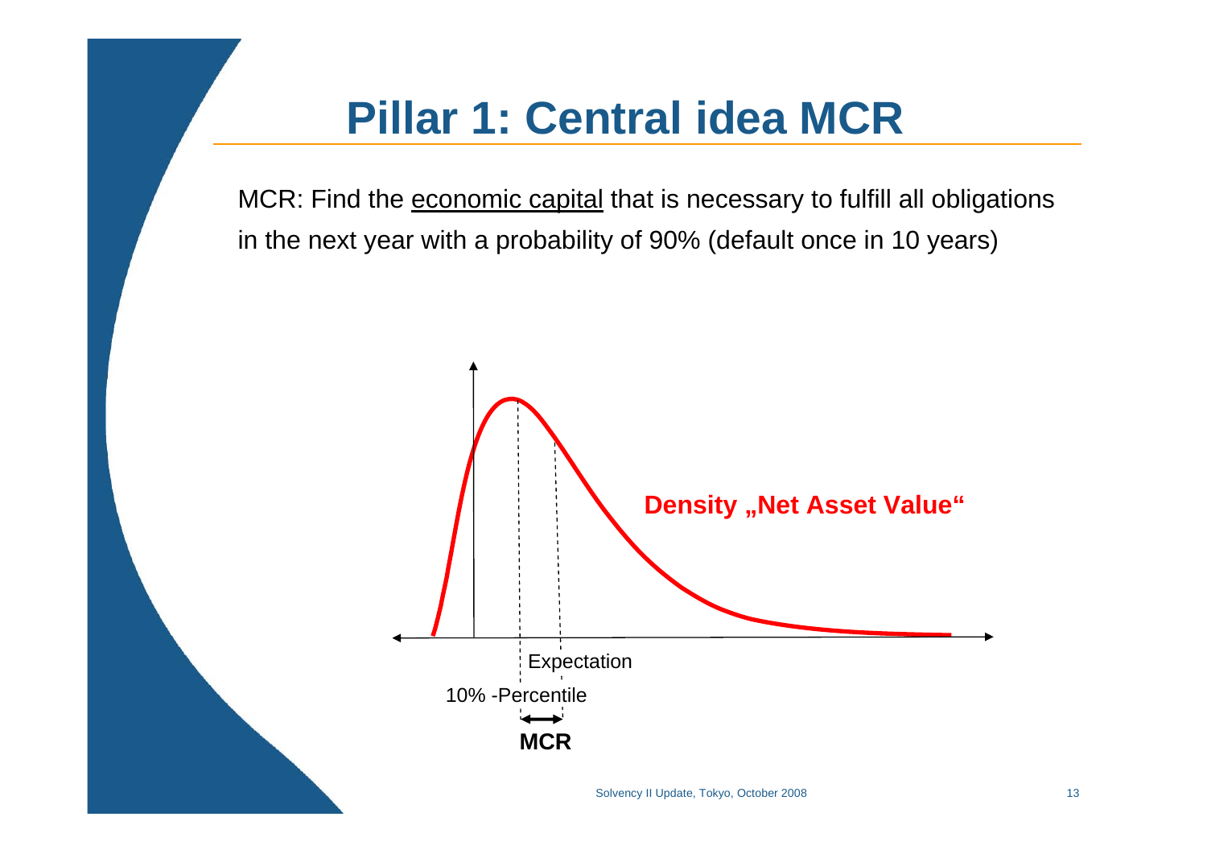# Pillar 1: Central idea MCR

MCR: Find the economic capital that is necessary to fulfill all obligations in the next year with a probability of 90% (default once in 10 years)

Density „Net Asset Value“

Expectation

10% -Percentile

**MCR**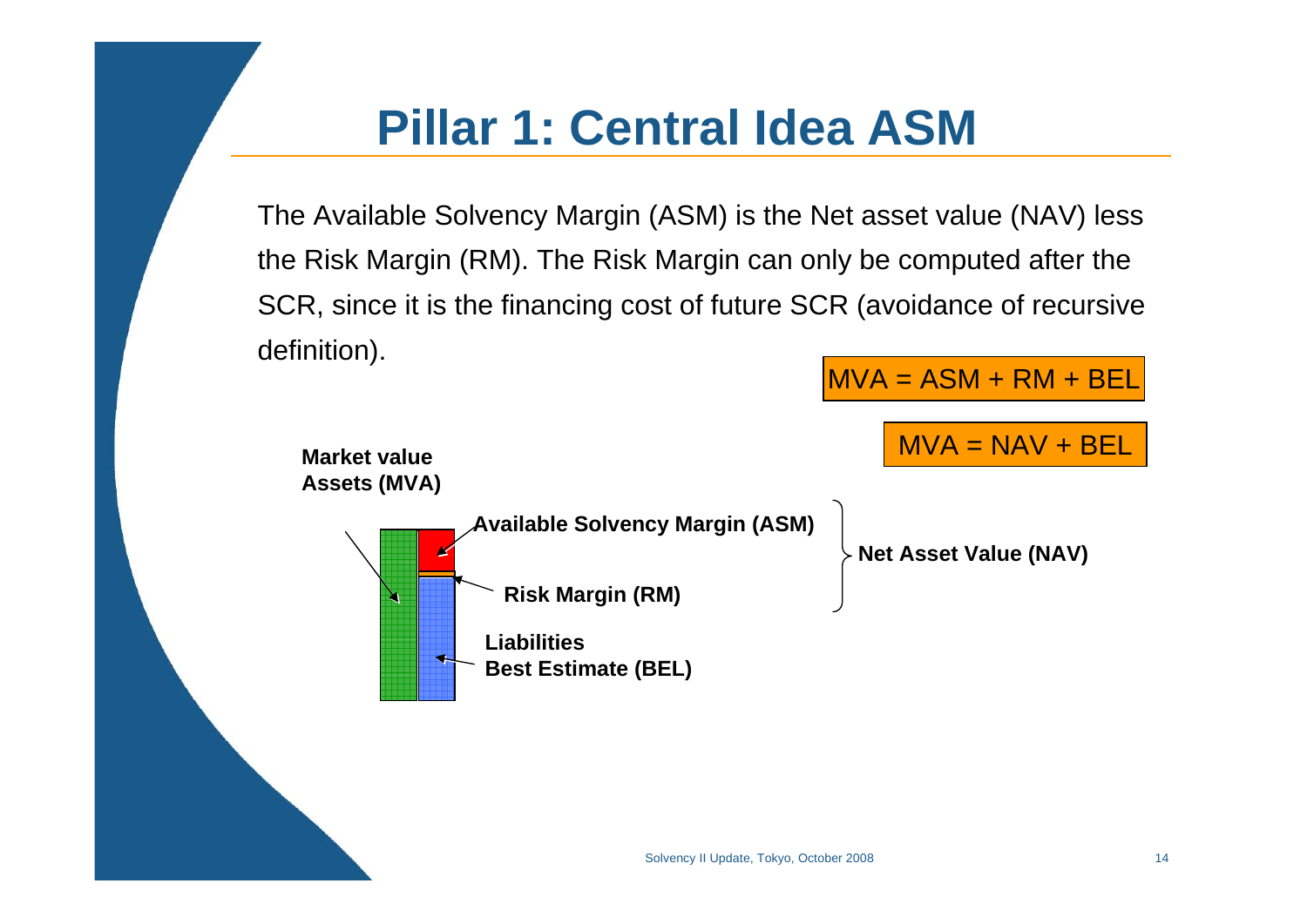# Pillar 1: Central Idea ASM

The Available Solvency Margin (ASM) is the Net asset value (NAV) less the Risk Margin (RM). The Risk Margin can only be computed after the SCR, since it is the financing cost of future SCR (avoidance of recursive definition).

MVA = ASM + RM + BEL

MVA = NAV + BEL

**Market value Assets (MVA)**

**Available Solvency Margin (ASM)**

**Risk Margin (RM)**

**Net Asset Value (NAV)**

**Liabilities Best Estimate (BEL)**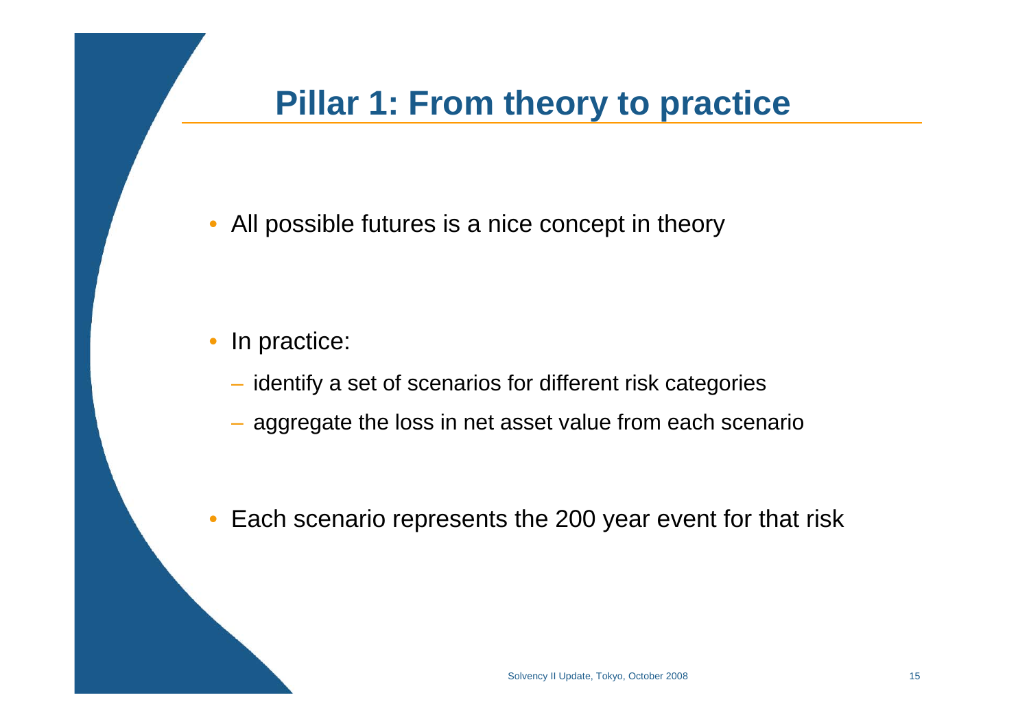# Pillar 1: From theory to practice

- All possible futures is a nice concept in theory

- In practice:
  - identify a set of scenarios for different risk categories
  - aggregate the loss in net asset value from each scenario

- Each scenario represents the 200 year event for that risk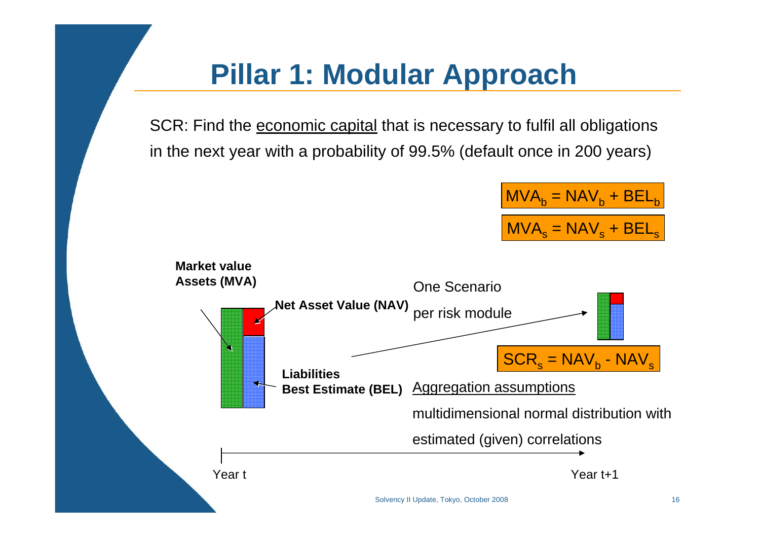# Pillar 1: Modular Approach

SCR: Find the <u>economic capital</u> that is necessary to fulfil all obligations in the next year with a probability of 99.5% (default once in 200 years)

$MVA_b = NAV_b + BEL_b$

$MVA_s = NAV_s + BEL_s$

**Market value Assets (MVA)**

**Net Asset Value (NAV)**

**Liabilities Best Estimate (BEL)**

One Scenario per risk module

$SCR_s = NAV_b - NAV_s$

<u>Aggregation assumptions</u>

multidimensional normal distribution with estimated (given) correlations

Year t

Year t+1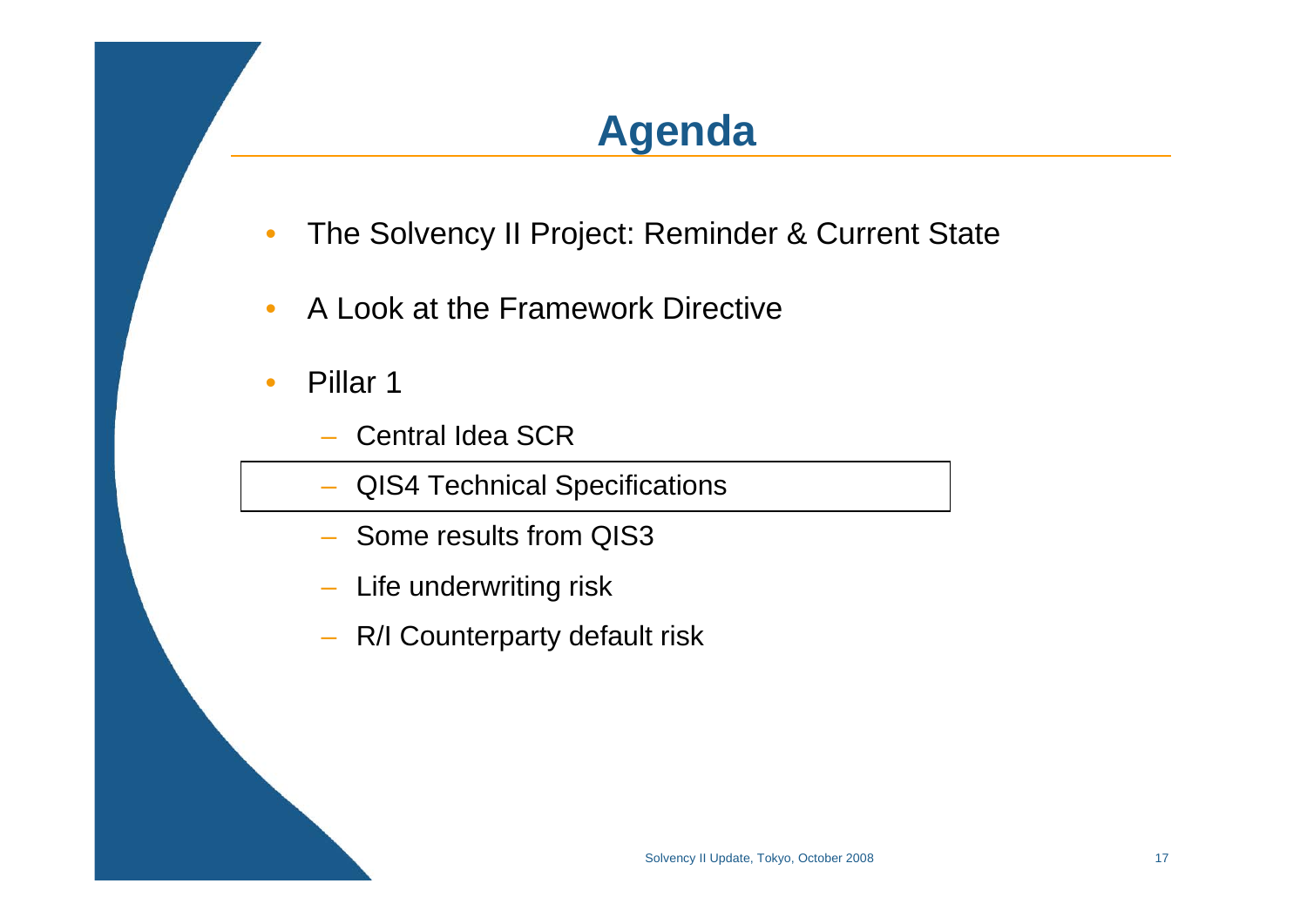# Agenda

- The Solvency II Project: Reminder & Current State
- A Look at the Framework Directive
- Pillar 1
  - Central Idea SCR
  - QIS4 Technical Specifications
  - Some results from QIS3
  - Life underwriting risk
  - R/I Counterparty default risk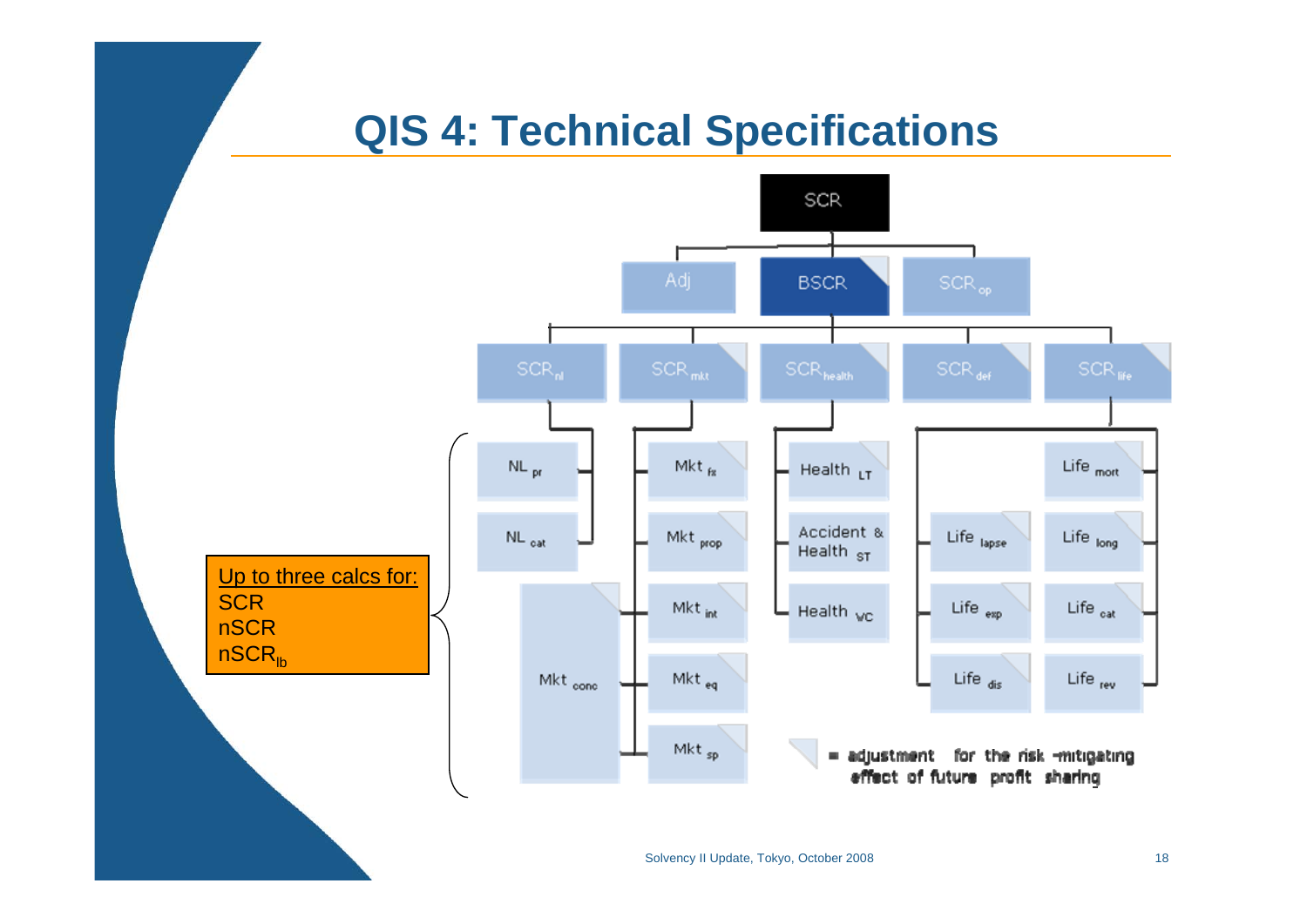# QIS 4: Technical Specifications

SCR

- Adj
- BSCR
  - $SCR_{nl}$
    - $NL_{pr}$
    - $NL_{cat}$
  - $SCR_{mkt}$
    - $Mkt_{fx}$
    - $Mkt_{prop}$
    - $Mkt_{int}$
    - $Mkt_{eq}$
    - $Mkt_{sp}$
    - $Mkt_{conc}$
  - $SCR_{health}$
    - $Health_{LT}$
    - Accident & $Health_{ST}$
    - $Health_{WC}$
  - $SCR_{def}$
  - $SCR_{life}$
    - $Life_{mort}$
    - $Life_{long}$
    - $Life_{lapse}$
    - $Life_{exp}$
    - $Life_{cat}$
    - $Life_{dis}$
    - $Life_{rev}$
- $SCR_{op}$

= adjustment for the risk-mitigating effect of future profit sharing

Up to three calcs for:
SCR
nSCR
$nSCR_{lb}$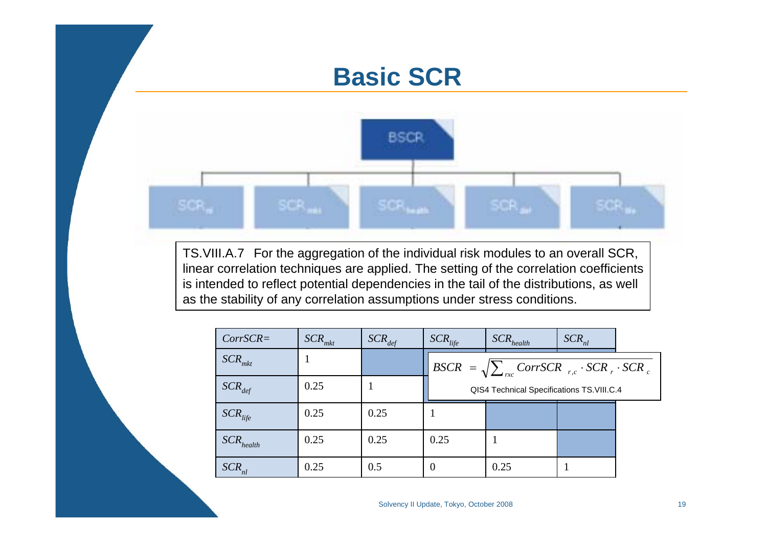# Basic SCR

BSCR

$SCR_{nl}$ | $SCR_{mkt}$ | $SCR_{health}$ | $SCR_{def}$ | $SCR_{life}$

TS.VIII.A.7 For the aggregation of the individual risk modules to an overall SCR, linear correlation techniques are applied. The setting of the correlation coefficients is intended to reflect potential dependencies in the tail of the distributions, as well as the stability of any correlation assumptions under stress conditions.

| $CorrSCR=$ | $SCR_{mkt}$ | $SCR_{def}$ | $SCR_{life}$ | $SCR_{health}$ | $SCR_{nl}$ |
|---|---|---|---|---|---|
| $SCR_{mkt}$ | 1 | | | | |
| $SCR_{def}$ | 0.25 | 1 | | | |
| $SCR_{life}$ | 0.25 | 0.25 | 1 | | |
| $SCR_{health}$ | 0.25 | 0.25 | 0.25 | 1 | |
| $SCR_{nl}$ | 0.25 | 0.5 | 0 | 0.25 | 1 |

$$BSCR = \sqrt{\sum_{rxc} CorrSCR_{r,c} \cdot SCR_r \cdot SCR_c}$$

QIS4 Technical Specifications TS.VIII.C.4

Solvency II Update, Tokyo, October 2008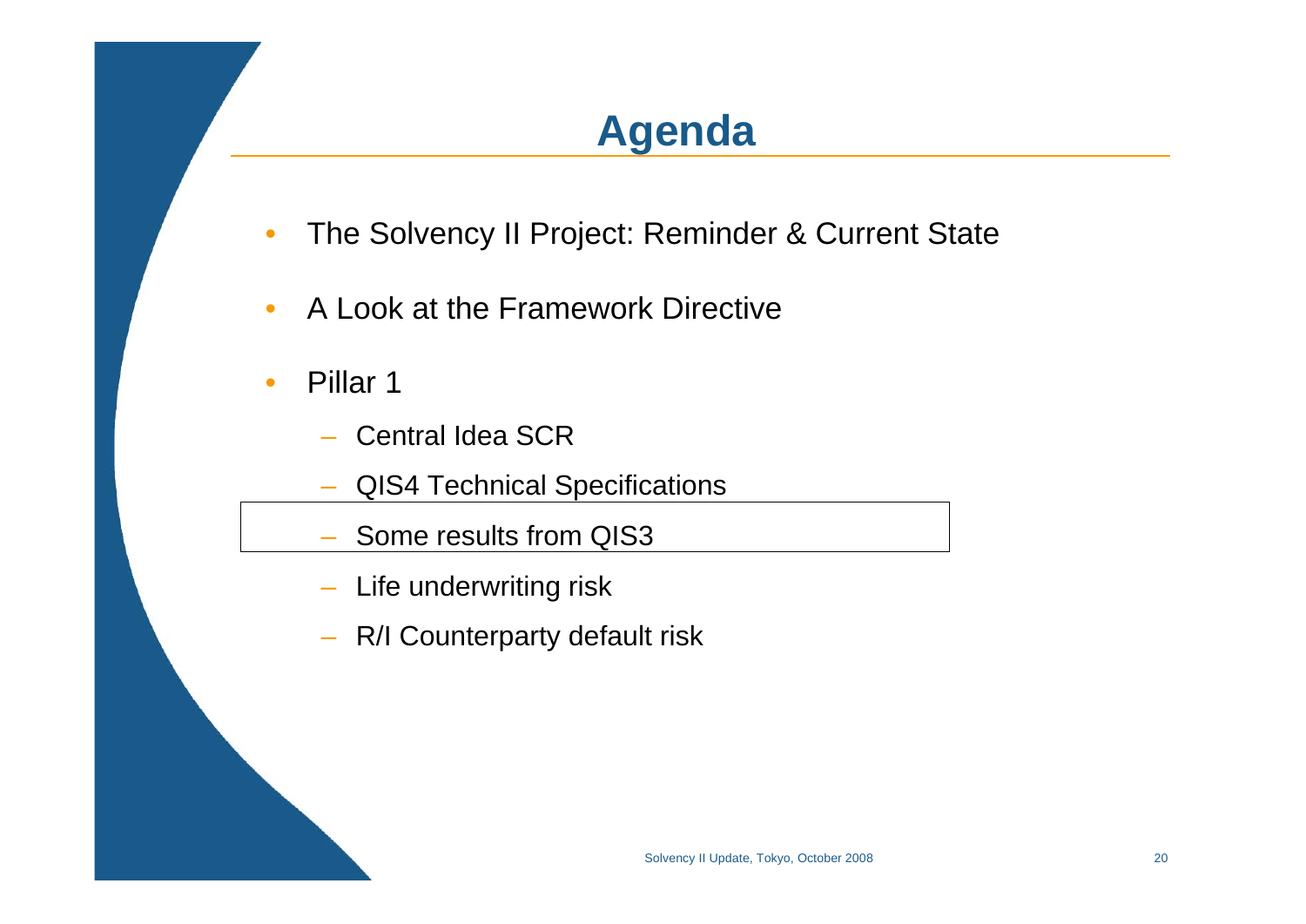# Agenda

- The Solvency II Project: Reminder & Current State
- A Look at the Framework Directive
- Pillar 1
  - Central Idea SCR
  - QIS4 Technical Specifications
  - Some results from QIS3
  - Life underwriting risk
  - R/I Counterparty default risk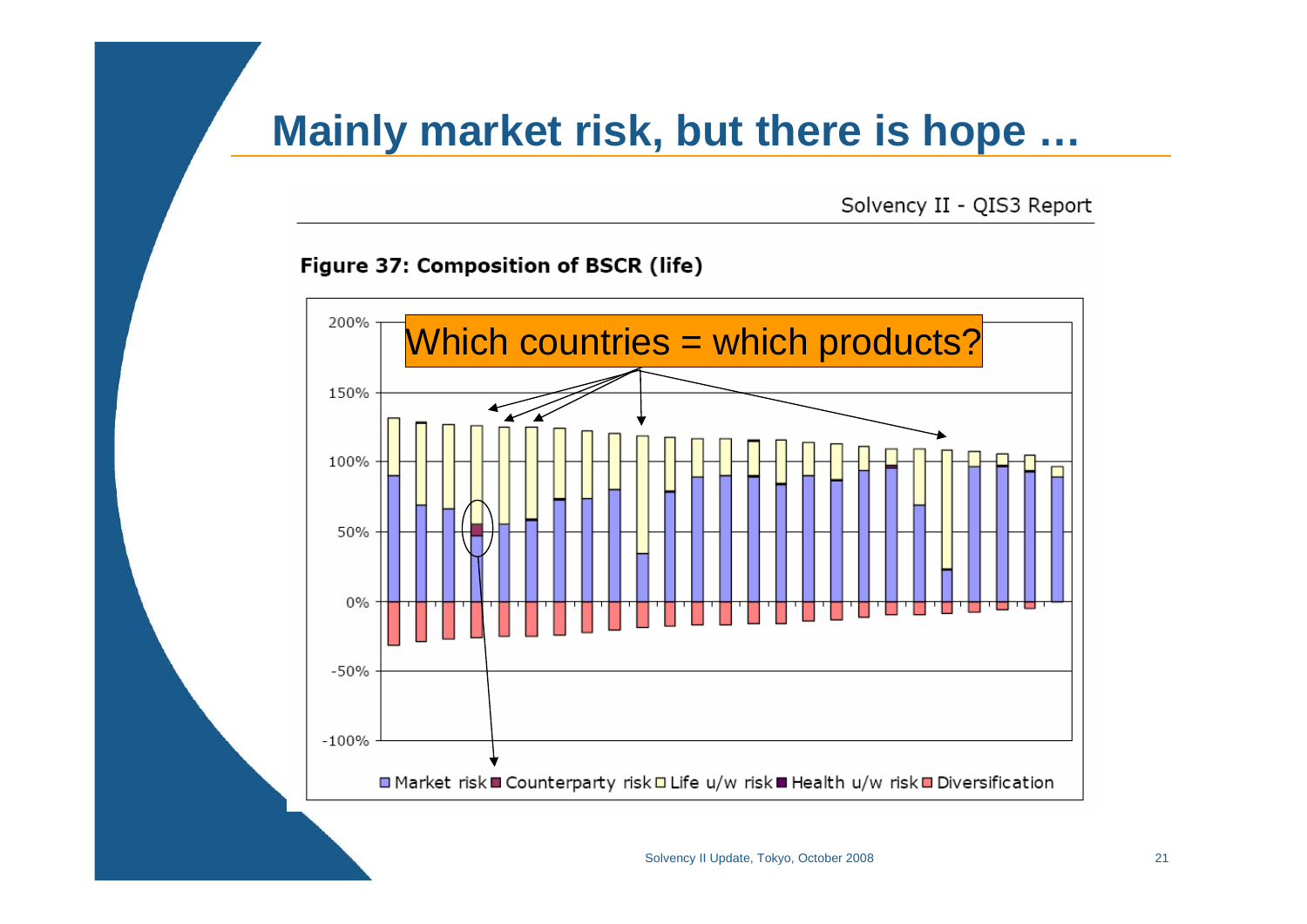# Mainly market risk, but there is hope …

Solvency II - QIS3 Report

**Figure 37: Composition of BSCR (life)**

Which countries = which products?

200%
150%
100%
50%
0%
-50%
-100%

Market risk, Counterparty risk, Life u/w risk, Health u/w risk, Diversification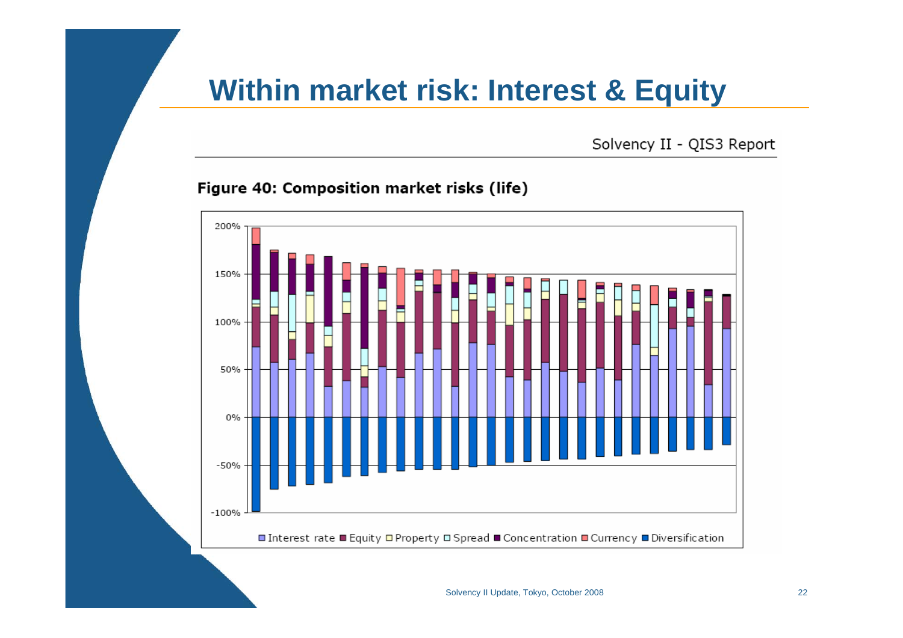# Within market risk: Interest & Equity

Solvency II - QIS3 Report

**Figure 40: Composition market risks (life)**

□ Interest rate ■ Equity □ Property □ Spread ■ Concentration ■ Currency ■ Diversification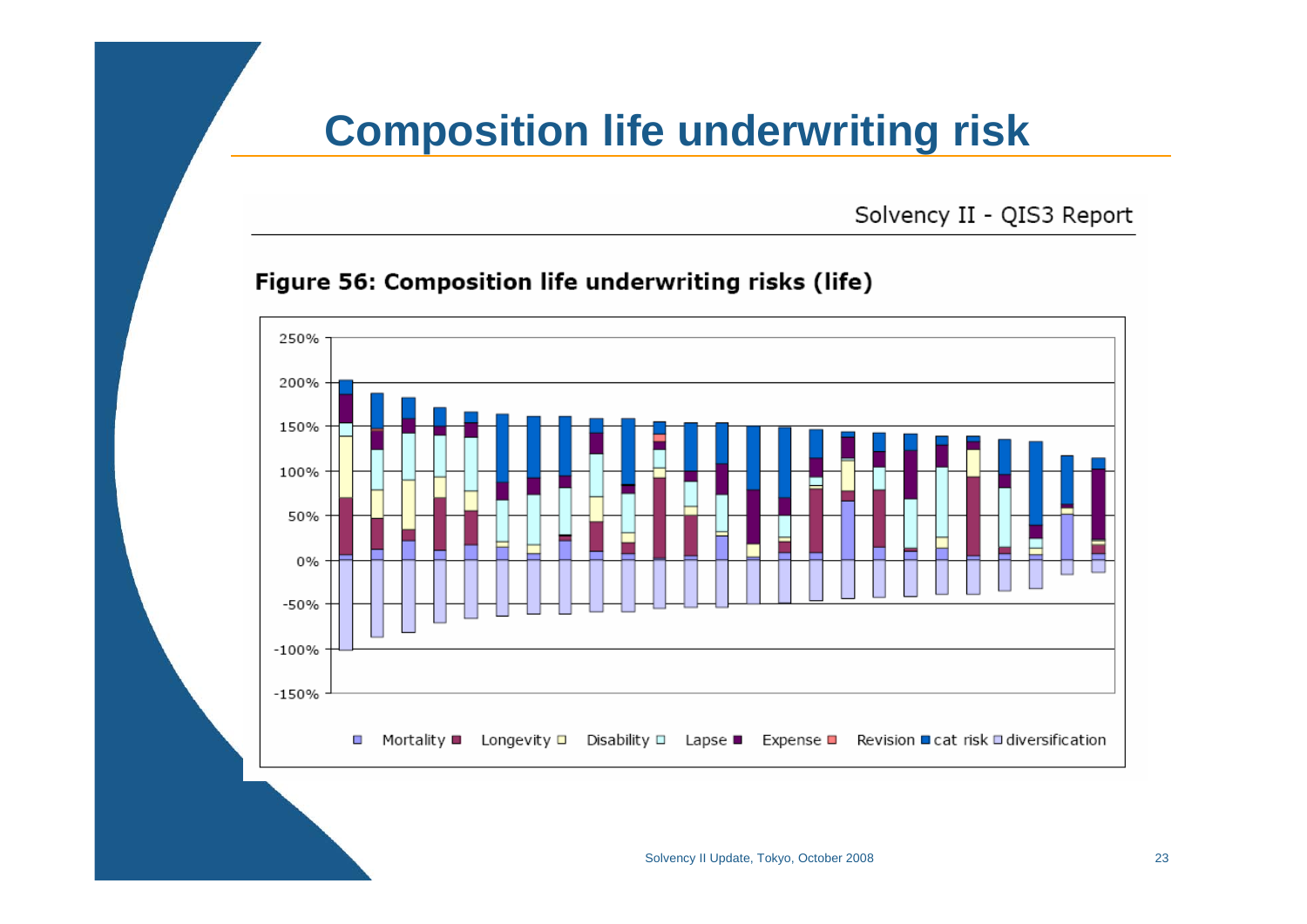# Composition life underwriting risk

Solvency II - QIS3 Report

**Figure 56: Composition life underwriting risks (life)**

250%
200%
150%
100%
50%
0%
-50%
-100%
-150%

Mortality ■ Longevity □ Disability □ Lapse ■ Expense ■ Revision ■ cat risk □ diversification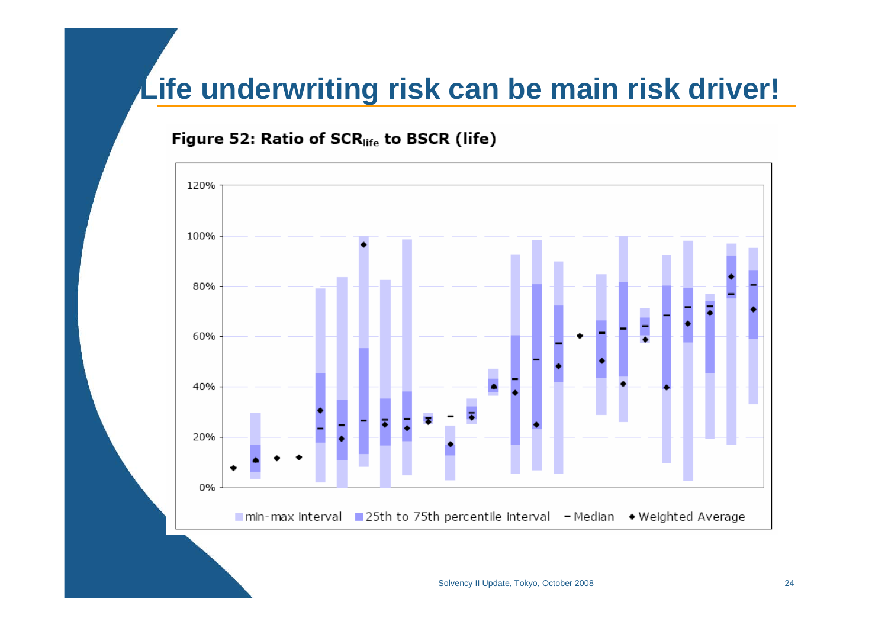# Life underwriting risk can be main risk driver!

**Figure 52: Ratio of $SCR_{life}$ to BSCR (life)**

120%
100%
80%
60%
40%
20%
0%

min-max interval    25th to 75th percentile interval    – Median    ◆ Weighted Average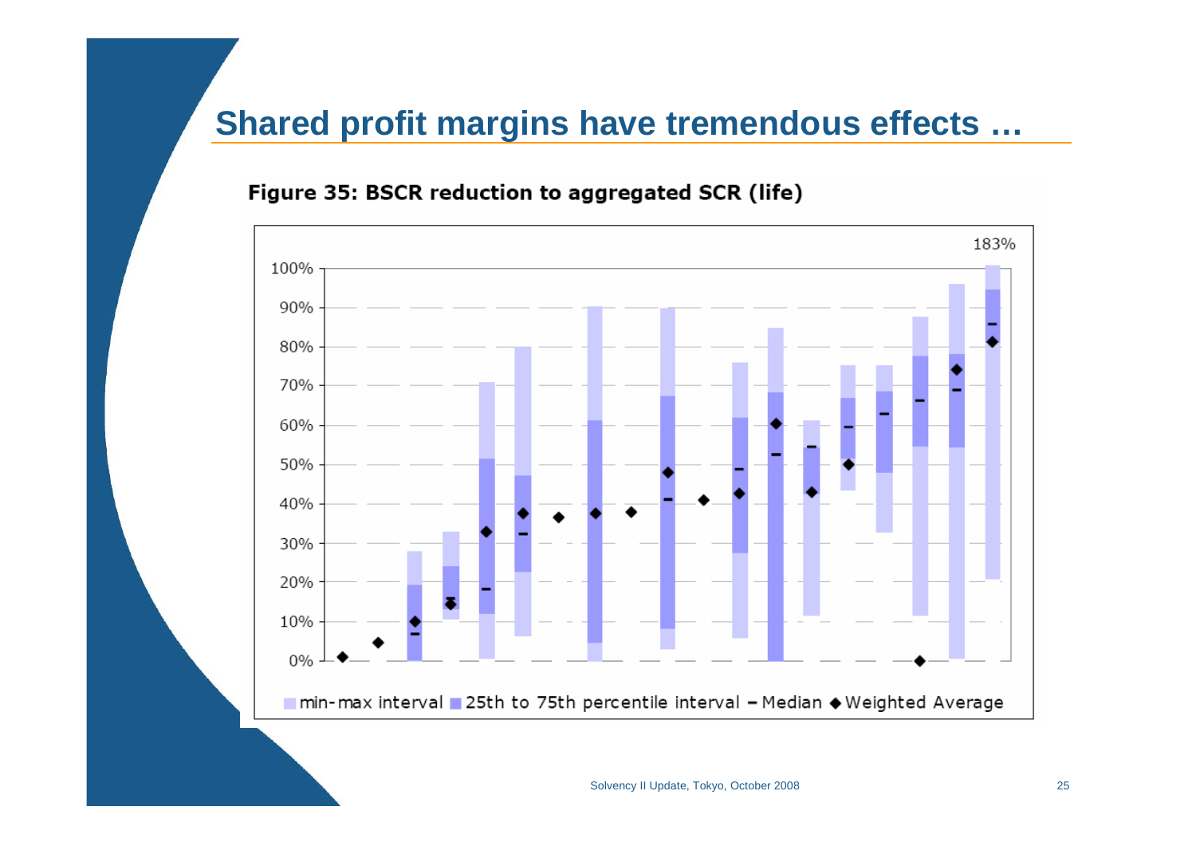# Shared profit margins have tremendous effects …

**Figure 35: BSCR reduction to aggregated SCR (life)**

183%

100%
90%
80%
70%
60%
50%
40%
30%
20%
10%
0%

min-max interval ■ 25th to 75th percentile interval – Median ◆ Weighted Average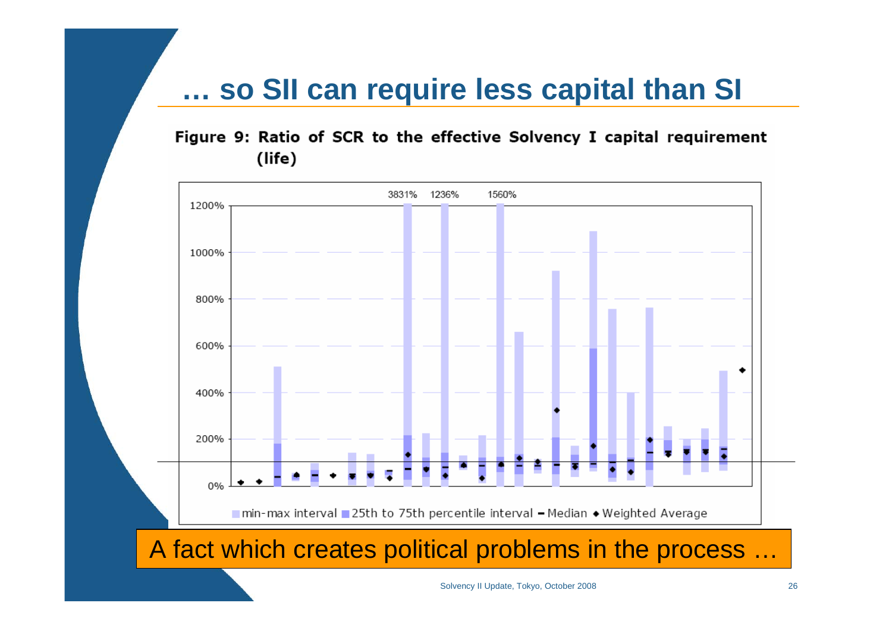# … so SII can require less capital than SI

**Figure 9: Ratio of SCR to the effective Solvency I capital requirement (life)**

A fact which creates political problems in the process …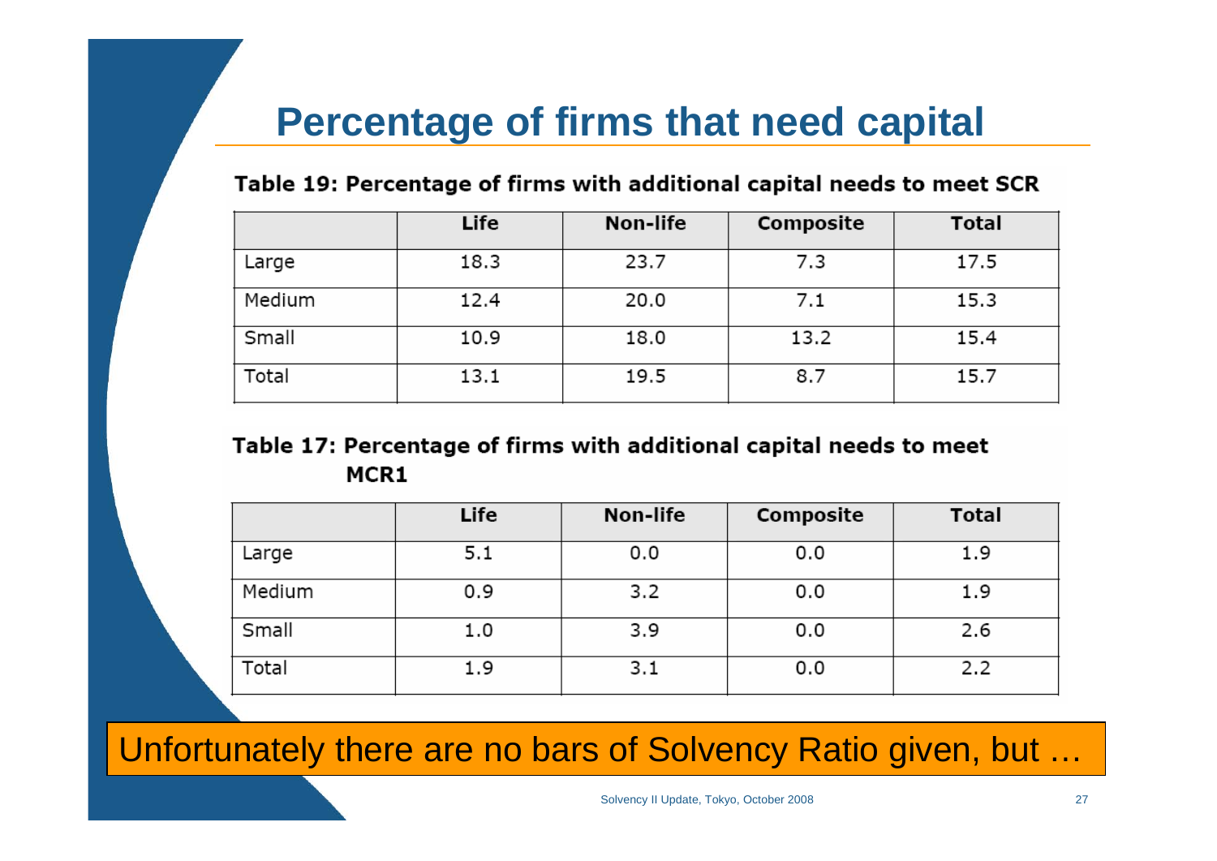# Percentage of firms that need capital

**Table 19: Percentage of firms with additional capital needs to meet SCR**

| | Life | Non-life | Composite | Total |
|---|---|---|---|---|
| Large | 18.3 | 23.7 | 7.3 | 17.5 |
| Medium | 12.4 | 20.0 | 7.1 | 15.3 |
| Small | 10.9 | 18.0 | 13.2 | 15.4 |
| Total | 13.1 | 19.5 | 8.7 | 15.7 |

**Table 17: Percentage of firms with additional capital needs to meet MCR1**

| | Life | Non-life | Composite | Total |
|---|---|---|---|---|
| Large | 5.1 | 0.0 | 0.0 | 1.9 |
| Medium | 0.9 | 3.2 | 0.0 | 1.9 |
| Small | 1.0 | 3.9 | 0.0 | 2.6 |
| Total | 1.9 | 3.1 | 0.0 | 2.2 |

Unfortunately there are no bars of Solvency Ratio given, but …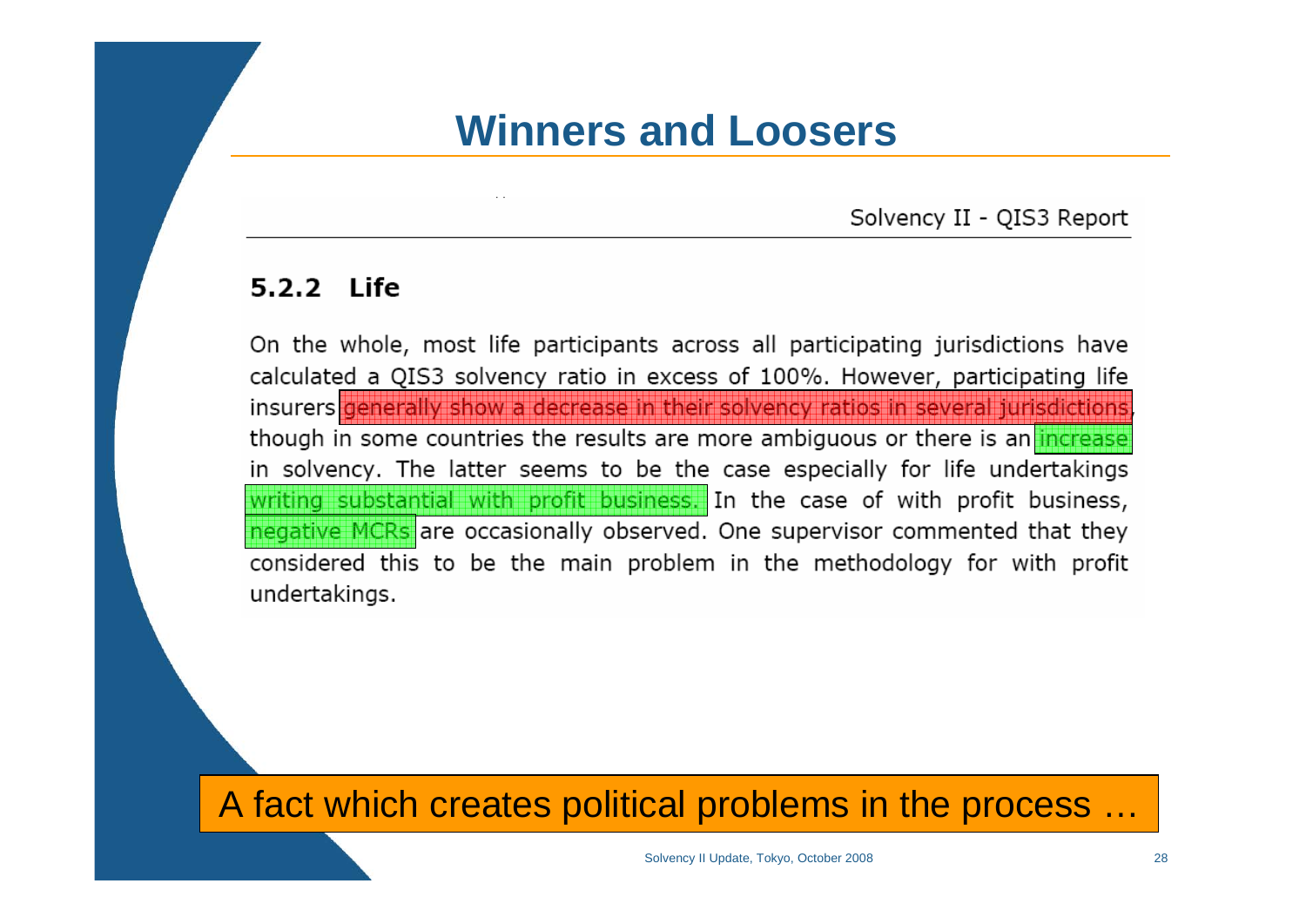# Winners and Loosers

Solvency II - QIS3 Report

### 5.2.2 Life

On the whole, most life participants across all participating jurisdictions have calculated a QIS3 solvency ratio in excess of 100%. However, participating life insurers generally show a decrease in their solvency ratios in several jurisdictions, though in some countries the results are more ambiguous or there is an increase in solvency. The latter seems to be the case especially for life undertakings writing substantial with profit business. In the case of with profit business, negative MCRs are occasionally observed. One supervisor commented that they considered this to be the main problem in the methodology for with profit undertakings.

A fact which creates political problems in the process …

Solvency II Update, Tokyo, October 2008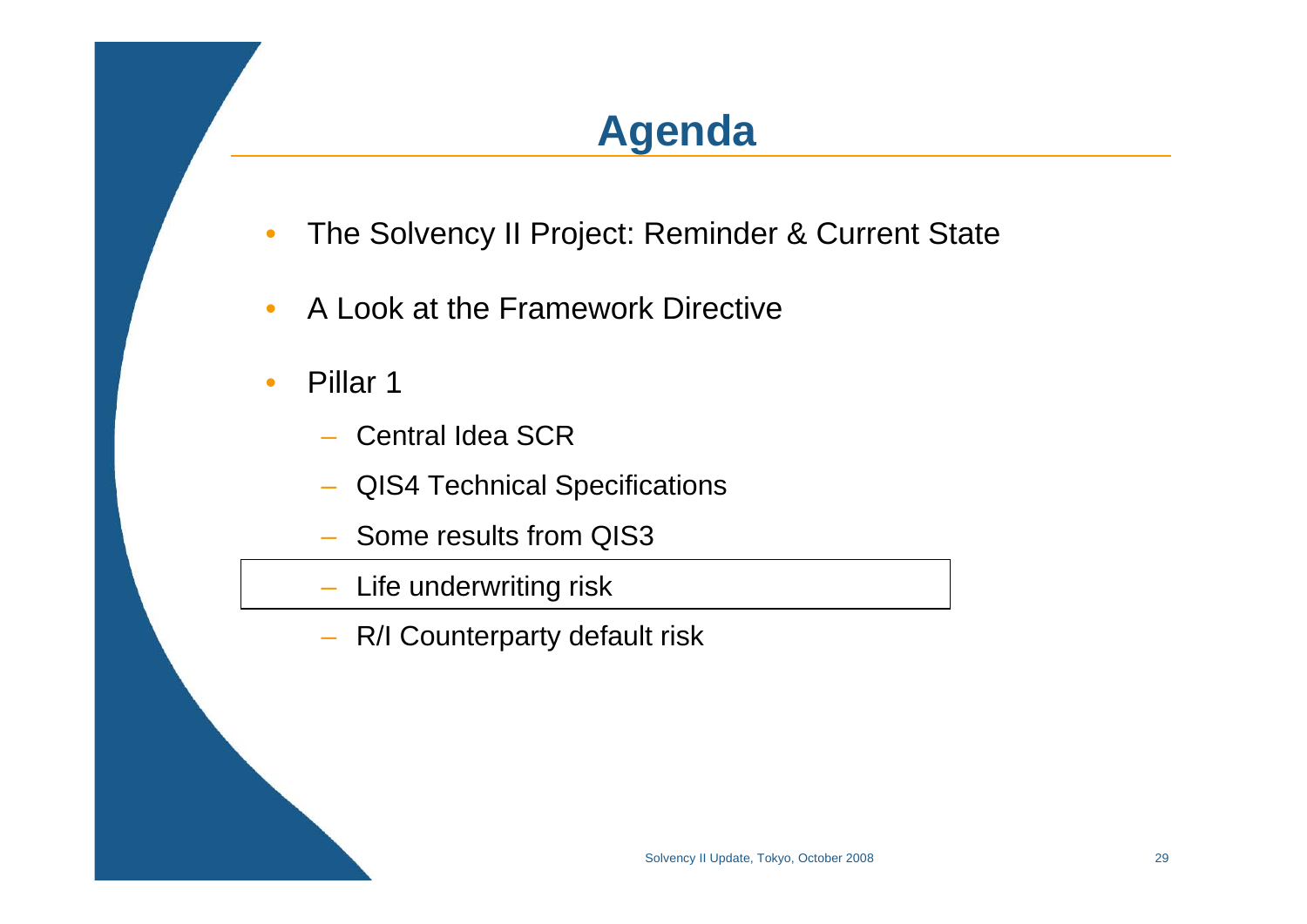# Agenda

- The Solvency II Project: Reminder & Current State
- A Look at the Framework Directive
- Pillar 1
  - Central Idea SCR
  - QIS4 Technical Specifications
  - Some results from QIS3
  - Life underwriting risk
  - R/I Counterparty default risk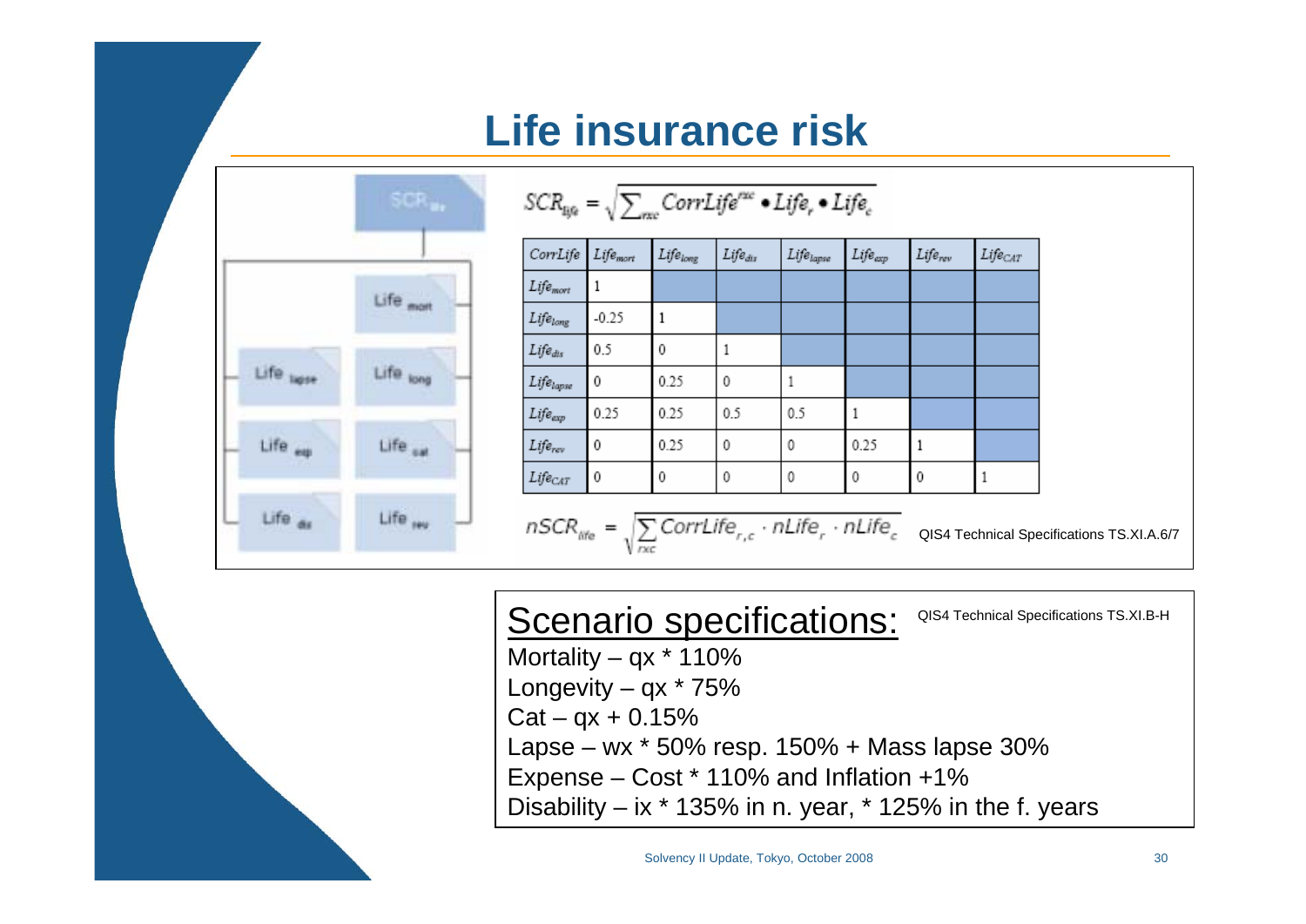# Life insurance risk

SCR$_{life}$

Life $_{mort}$

Life $_{lapse}$

Life $_{long}$

Life $_{exp}$

Life $_{cat}$

Life $_{dis}$

Life $_{rev}$

$$SCR_{life} = \sqrt{\sum_{rxc} CorrLife^{rxc} \bullet Life_r \bullet Life_c}$$

| CorrLife | $Life_{mort}$ | $Life_{long}$ | $Life_{dis}$ | $Life_{lapse}$ | $Life_{exp}$ | $Life_{rev}$ | $Life_{CAT}$ |
|---|---|---|---|---|---|---|---|
| $Life_{mort}$ | 1 | | | | | | |
| $Life_{long}$ | -0.25 | 1 | | | | | |
| $Life_{dis}$ | 0.5 | 0 | 1 | | | | |
| $Life_{lapse}$ | 0 | 0.25 | 0 | 1 | | | |
| $Life_{exp}$ | 0.25 | 0.25 | 0.5 | 0.5 | 1 | | |
| $Life_{rev}$ | 0 | 0.25 | 0 | 0 | 0.25 | 1 | |
| $Life_{CAT}$ | 0 | 0 | 0 | 0 | 0 | 0 | 1 |

$$nSCR_{life} = \sqrt{\sum_{rxc} CorrLife_{r,c} \cdot nLife_r \cdot nLife_c}$$

QIS4 Technical Specifications TS.XI.A.6/7

## Scenario specifications:

QIS4 Technical Specifications TS.XI.B-H

Mortality – qx * 110%
Longevity – qx * 75%
Cat – qx + 0.15%
Lapse – wx * 50% resp. 150% + Mass lapse 30%
Expense – Cost * 110% and Inflation +1%
Disability – ix * 135% in n. year, * 125% in the f. years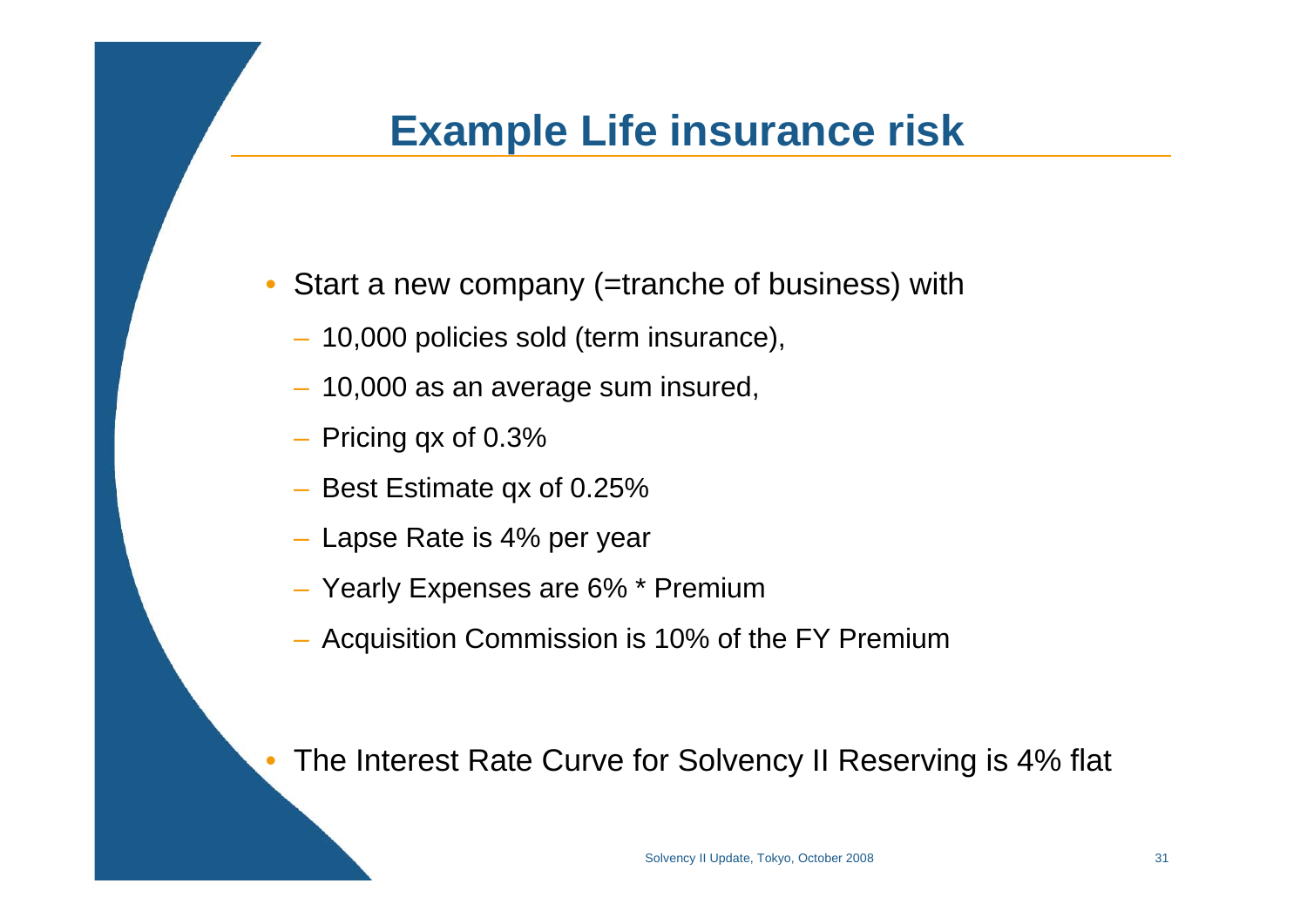# Example Life insurance risk

- Start a new company (=tranche of business) with
  - 10,000 policies sold (term insurance),
  - 10,000 as an average sum insured,
  - Pricing qx of 0.3%
  - Best Estimate qx of 0.25%
  - Lapse Rate is 4% per year
  - Yearly Expenses are 6% * Premium
  - Acquisition Commission is 10% of the FY Premium

- The Interest Rate Curve for Solvency II Reserving is 4% flat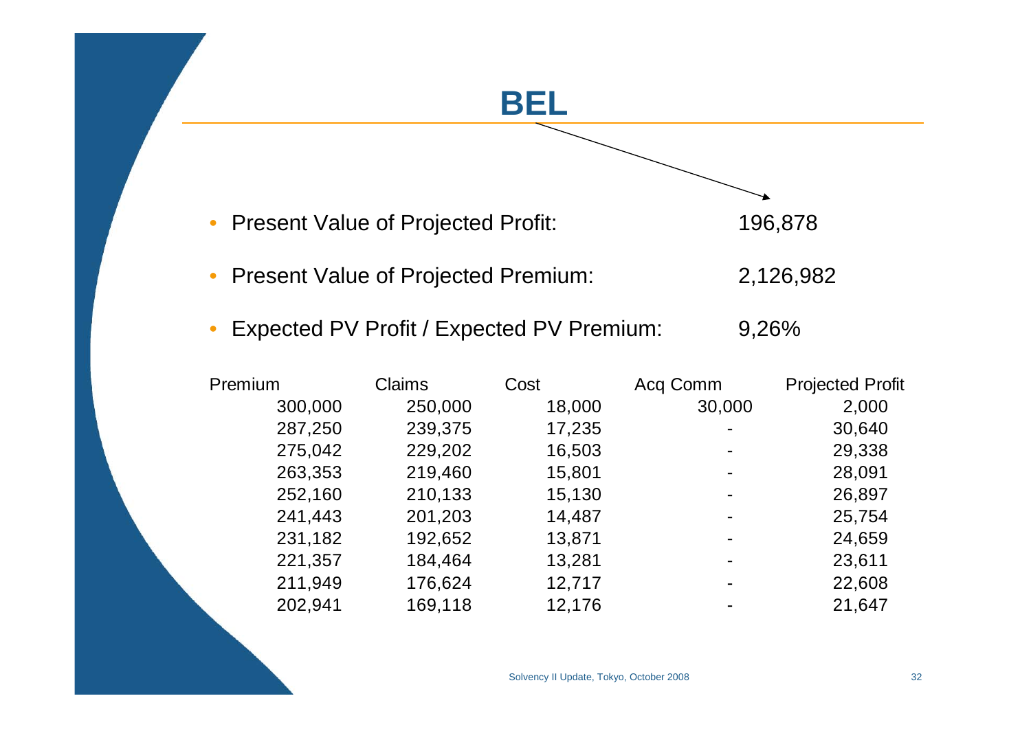# BEL

- Present Value of Projected Profit: 196,878
- Present Value of Projected Premium: 2,126,982
- Expected PV Profit / Expected PV Premium: 9,26%

| Premium | Claims | Cost | Acq Comm | Projected Profit |
|---|---|---|---|---|
| 300,000 | 250,000 | 18,000 | 30,000 | 2,000 |
| 287,250 | 239,375 | 17,235 | - | 30,640 |
| 275,042 | 229,202 | 16,503 | - | 29,338 |
| 263,353 | 219,460 | 15,801 | - | 28,091 |
| 252,160 | 210,133 | 15,130 | - | 26,897 |
| 241,443 | 201,203 | 14,487 | - | 25,754 |
| 231,182 | 192,652 | 13,871 | - | 24,659 |
| 221,357 | 184,464 | 13,281 | - | 23,611 |
| 211,949 | 176,624 | 12,717 | - | 22,608 |
| 202,941 | 169,118 | 12,176 | - | 21,647 |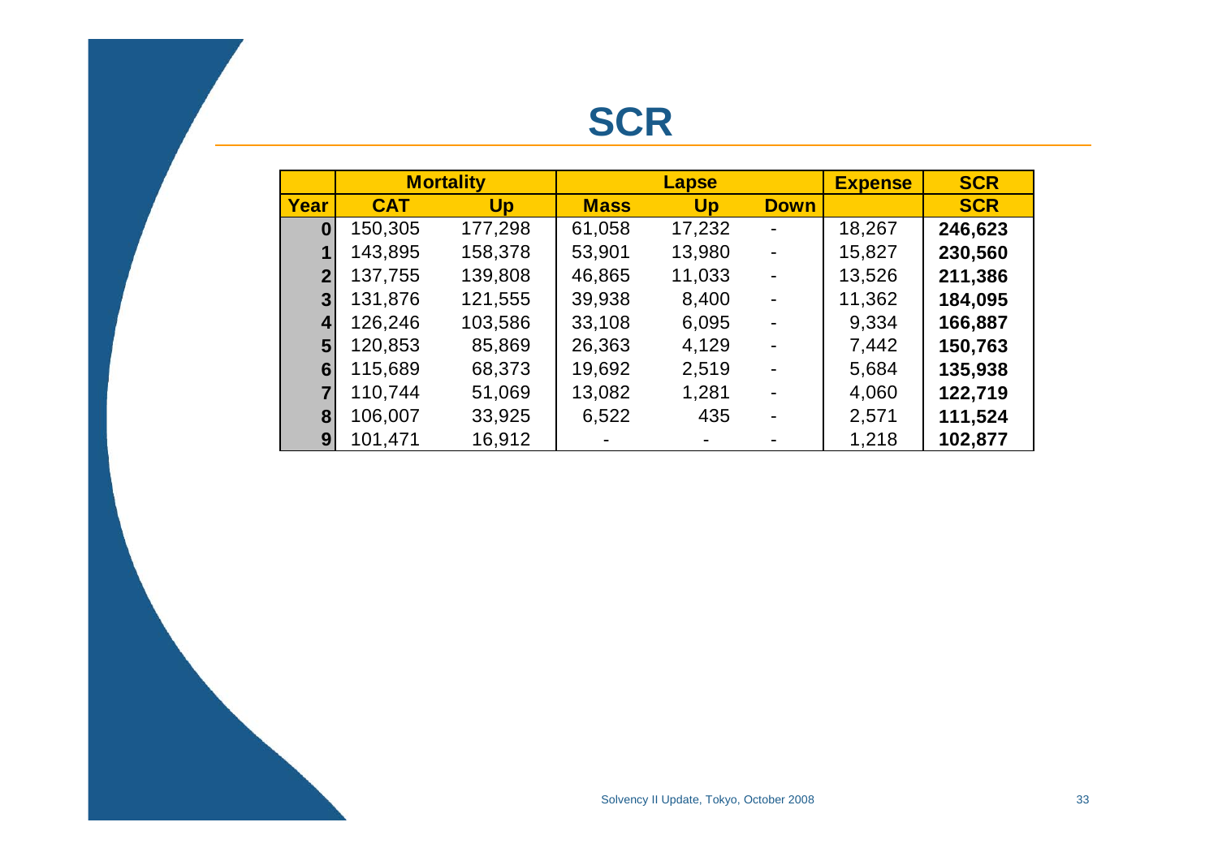# SCR

| | Mortality | | Lapse | | | Expense | SCR |
|---|---|---|---|---|---|---|---|
| **Year** | **CAT** | **Up** | **Mass** | **Up** | **Down** | | **SCR** |
| **0** | 150,305 | 177,298 | 61,058 | 17,232 | - | 18,267 | **246,623** |
| **1** | 143,895 | 158,378 | 53,901 | 13,980 | - | 15,827 | **230,560** |
| **2** | 137,755 | 139,808 | 46,865 | 11,033 | - | 13,526 | **211,386** |
| **3** | 131,876 | 121,555 | 39,938 | 8,400 | - | 11,362 | **184,095** |
| **4** | 126,246 | 103,586 | 33,108 | 6,095 | - | 9,334 | **166,887** |
| **5** | 120,853 | 85,869 | 26,363 | 4,129 | - | 7,442 | **150,763** |
| **6** | 115,689 | 68,373 | 19,692 | 2,519 | - | 5,684 | **135,938** |
| **7** | 110,744 | 51,069 | 13,082 | 1,281 | - | 4,060 | **122,719** |
| **8** | 106,007 | 33,925 | 6,522 | 435 | - | 2,571 | **111,524** |
| **9** | 101,471 | 16,912 | - | - | - | 1,218 | **102,877** |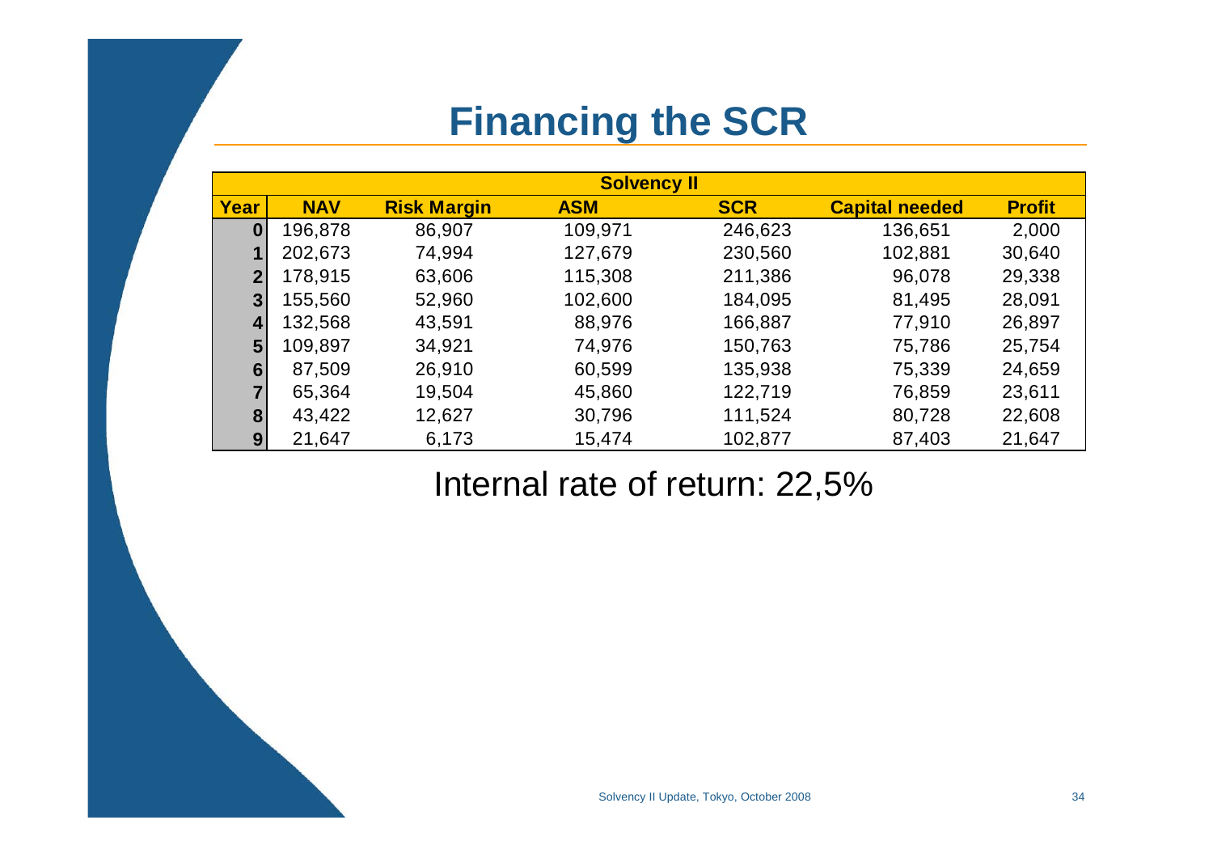# Financing the SCR

| Solvency II | | | | | | |
|---|---|---|---|---|---|---|
| **Year** | **NAV** | **Risk Margin** | **ASM** | **SCR** | **Capital needed** | **Profit** |
| **0** | 196,878 | 86,907 | 109,971 | 246,623 | 136,651 | 2,000 |
| **1** | 202,673 | 74,994 | 127,679 | 230,560 | 102,881 | 30,640 |
| **2** | 178,915 | 63,606 | 115,308 | 211,386 | 96,078 | 29,338 |
| **3** | 155,560 | 52,960 | 102,600 | 184,095 | 81,495 | 28,091 |
| **4** | 132,568 | 43,591 | 88,976 | 166,887 | 77,910 | 26,897 |
| **5** | 109,897 | 34,921 | 74,976 | 150,763 | 75,786 | 25,754 |
| **6** | 87,509 | 26,910 | 60,599 | 135,938 | 75,339 | 24,659 |
| **7** | 65,364 | 19,504 | 45,860 | 122,719 | 76,859 | 23,611 |
| **8** | 43,422 | 12,627 | 30,796 | 111,524 | 80,728 | 22,608 |
| **9** | 21,647 | 6,173 | 15,474 | 102,877 | 87,403 | 21,647 |

Internal rate of return: 22,5%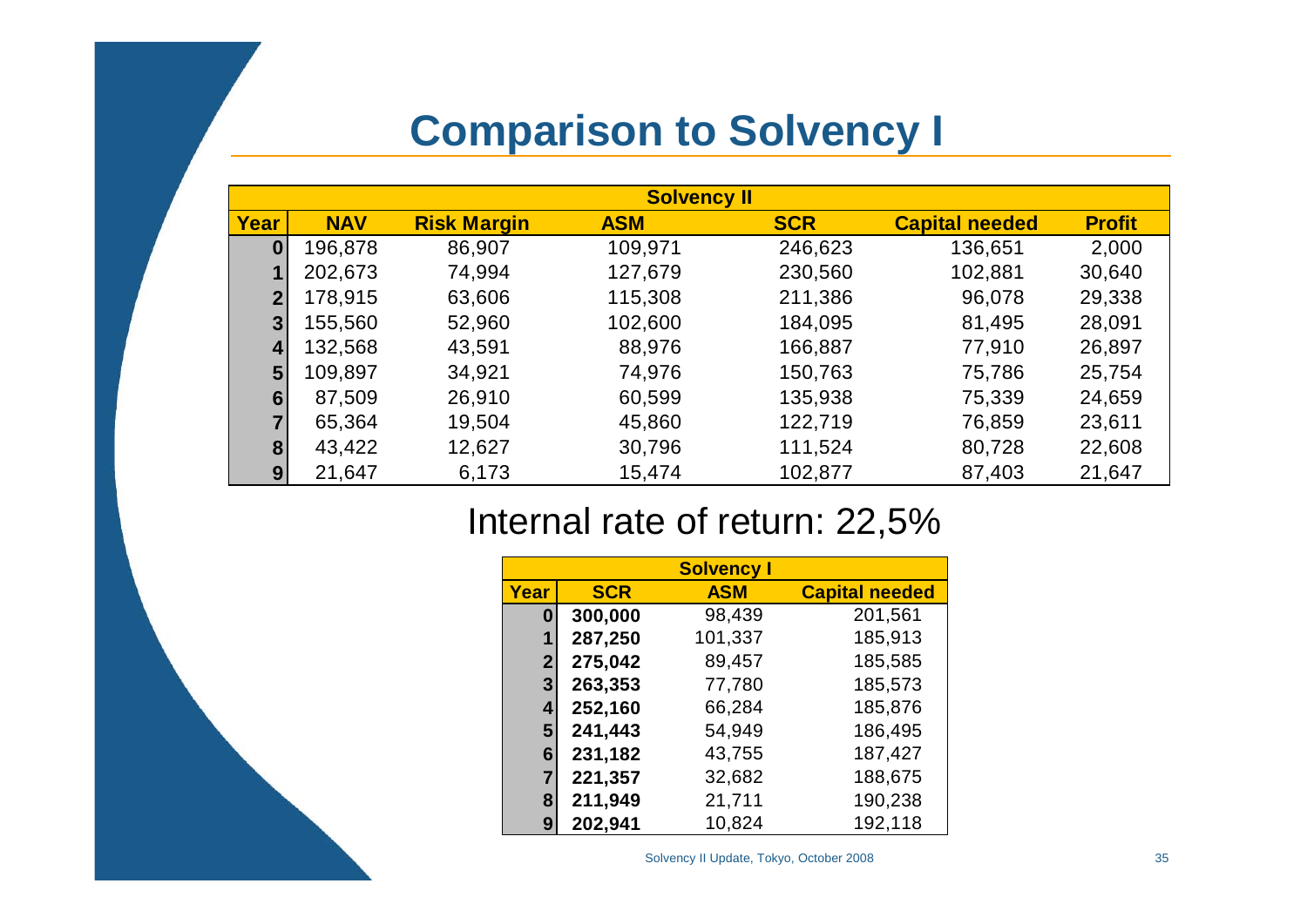# Comparison to Solvency I

| Solvency II | | | | | | |
|---|---|---|---|---|---|---|
| **Year** | **NAV** | **Risk Margin** | **ASM** | **SCR** | **Capital needed** | **Profit** |
| **0** | 196,878 | 86,907 | 109,971 | 246,623 | 136,651 | 2,000 |
| **1** | 202,673 | 74,994 | 127,679 | 230,560 | 102,881 | 30,640 |
| **2** | 178,915 | 63,606 | 115,308 | 211,386 | 96,078 | 29,338 |
| **3** | 155,560 | 52,960 | 102,600 | 184,095 | 81,495 | 28,091 |
| **4** | 132,568 | 43,591 | 88,976 | 166,887 | 77,910 | 26,897 |
| **5** | 109,897 | 34,921 | 74,976 | 150,763 | 75,786 | 25,754 |
| **6** | 87,509 | 26,910 | 60,599 | 135,938 | 75,339 | 24,659 |
| **7** | 65,364 | 19,504 | 45,860 | 122,719 | 76,859 | 23,611 |
| **8** | 43,422 | 12,627 | 30,796 | 111,524 | 80,728 | 22,608 |
| **9** | 21,647 | 6,173 | 15,474 | 102,877 | 87,403 | 21,647 |

Internal rate of return: 22,5%

| Solvency I | | | |
|---|---|---|---|
| **Year** | **SCR** | **ASM** | **Capital needed** |
| **0** | **300,000** | 98,439 | 201,561 |
| **1** | **287,250** | 101,337 | 185,913 |
| **2** | **275,042** | 89,457 | 185,585 |
| **3** | **263,353** | 77,780 | 185,573 |
| **4** | **252,160** | 66,284 | 185,876 |
| **5** | **241,443** | 54,949 | 186,495 |
| **6** | **231,182** | 43,755 | 187,427 |
| **7** | **221,357** | 32,682 | 188,675 |
| **8** | **211,949** | 21,711 | 190,238 |
| **9** | **202,941** | 10,824 | 192,118 |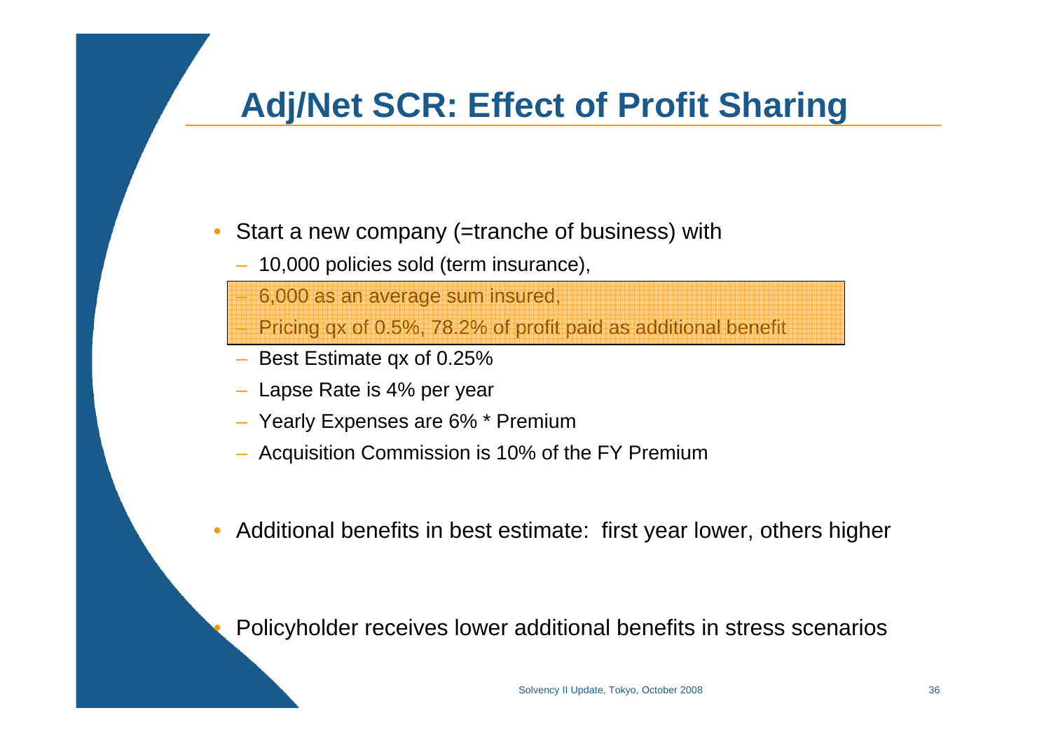# Adj/Net SCR: Effect of Profit Sharing

- Start a new company (=tranche of business) with
  - 10,000 policies sold (term insurance),
  - 6,000 as an average sum insured,
  - Pricing qx of 0.5%, 78.2% of profit paid as additional benefit
  - Best Estimate qx of 0.25%
  - Lapse Rate is 4% per year
  - Yearly Expenses are 6% * Premium
  - Acquisition Commission is 10% of the FY Premium

- Additional benefits in best estimate: first year lower, others higher

- Policyholder receives lower additional benefits in stress scenarios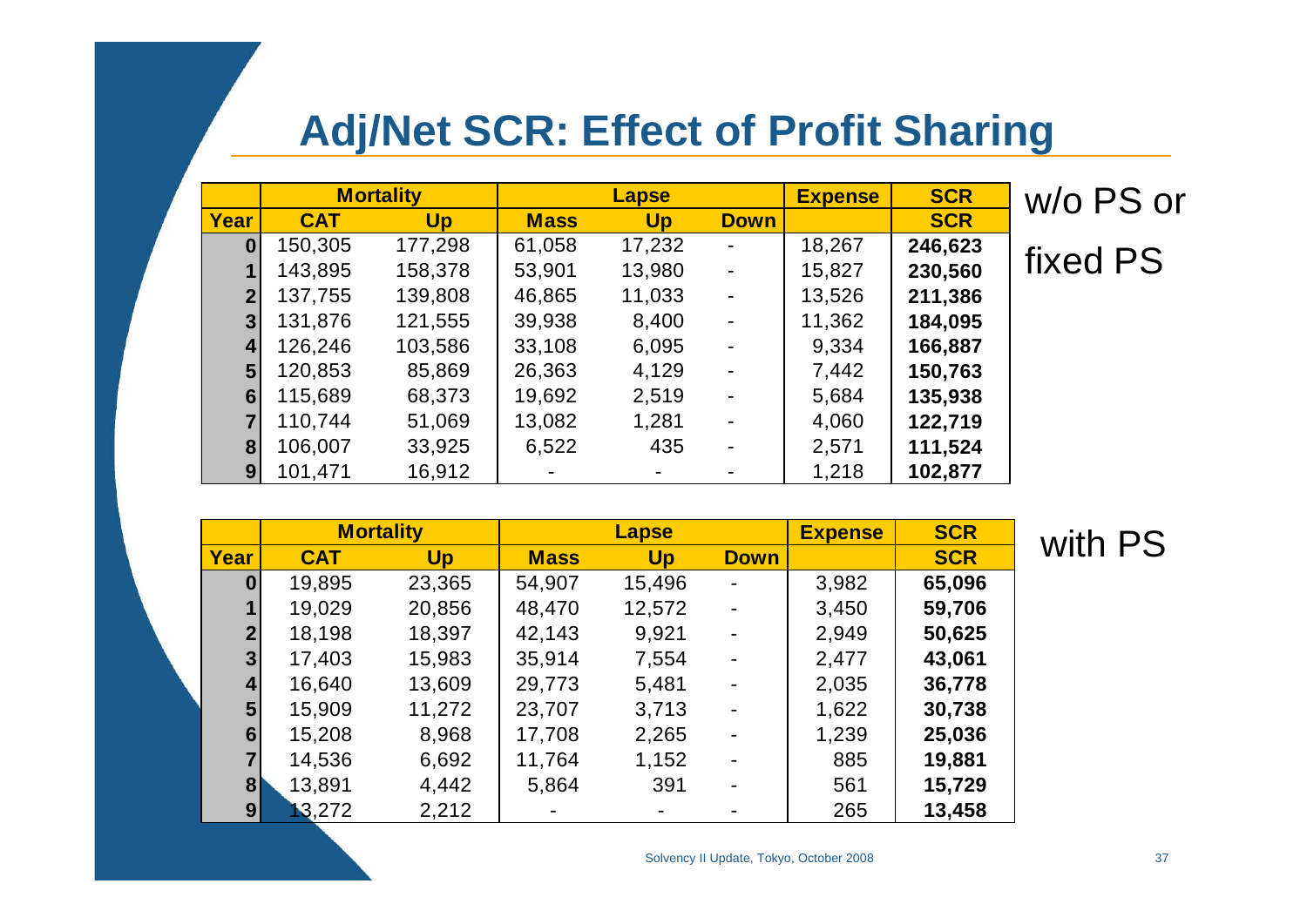# Adj/Net SCR: Effect of Profit Sharing

w/o PS or fixed PS

| | Mortality | | Lapse | | | Expense | SCR |
|---|---|---|---|---|---|---|---|
| **Year** | **CAT** | **Up** | **Mass** | **Up** | **Down** | | **SCR** |
| **0** | 150,305 | 177,298 | 61,058 | 17,232 | - | 18,267 | **246,623** |
| **1** | 143,895 | 158,378 | 53,901 | 13,980 | - | 15,827 | **230,560** |
| **2** | 137,755 | 139,808 | 46,865 | 11,033 | - | 13,526 | **211,386** |
| **3** | 131,876 | 121,555 | 39,938 | 8,400 | - | 11,362 | **184,095** |
| **4** | 126,246 | 103,586 | 33,108 | 6,095 | - | 9,334 | **166,887** |
| **5** | 120,853 | 85,869 | 26,363 | 4,129 | - | 7,442 | **150,763** |
| **6** | 115,689 | 68,373 | 19,692 | 2,519 | - | 5,684 | **135,938** |
| **7** | 110,744 | 51,069 | 13,082 | 1,281 | - | 4,060 | **122,719** |
| **8** | 106,007 | 33,925 | 6,522 | 435 | - | 2,571 | **111,524** |
| **9** | 101,471 | 16,912 | - | - | - | 1,218 | **102,877** |

with PS

| | Mortality | | Lapse | | | Expense | SCR |
|---|---|---|---|---|---|---|---|
| **Year** | **CAT** | **Up** | **Mass** | **Up** | **Down** | | **SCR** |
| **0** | 19,895 | 23,365 | 54,907 | 15,496 | - | 3,982 | **65,096** |
| **1** | 19,029 | 20,856 | 48,470 | 12,572 | - | 3,450 | **59,706** |
| **2** | 18,198 | 18,397 | 42,143 | 9,921 | - | 2,949 | **50,625** |
| **3** | 17,403 | 15,983 | 35,914 | 7,554 | - | 2,477 | **43,061** |
| **4** | 16,640 | 13,609 | 29,773 | 5,481 | - | 2,035 | **36,778** |
| **5** | 15,909 | 11,272 | 23,707 | 3,713 | - | 1,622 | **30,738** |
| **6** | 15,208 | 8,968 | 17,708 | 2,265 | - | 1,239 | **25,036** |
| **7** | 14,536 | 6,692 | 11,764 | 1,152 | - | 885 | **19,881** |
| **8** | 13,891 | 4,442 | 5,864 | 391 | - | 561 | **15,729** |
| **9** | 13,272 | 2,212 | - | - | - | 265 | **13,458** |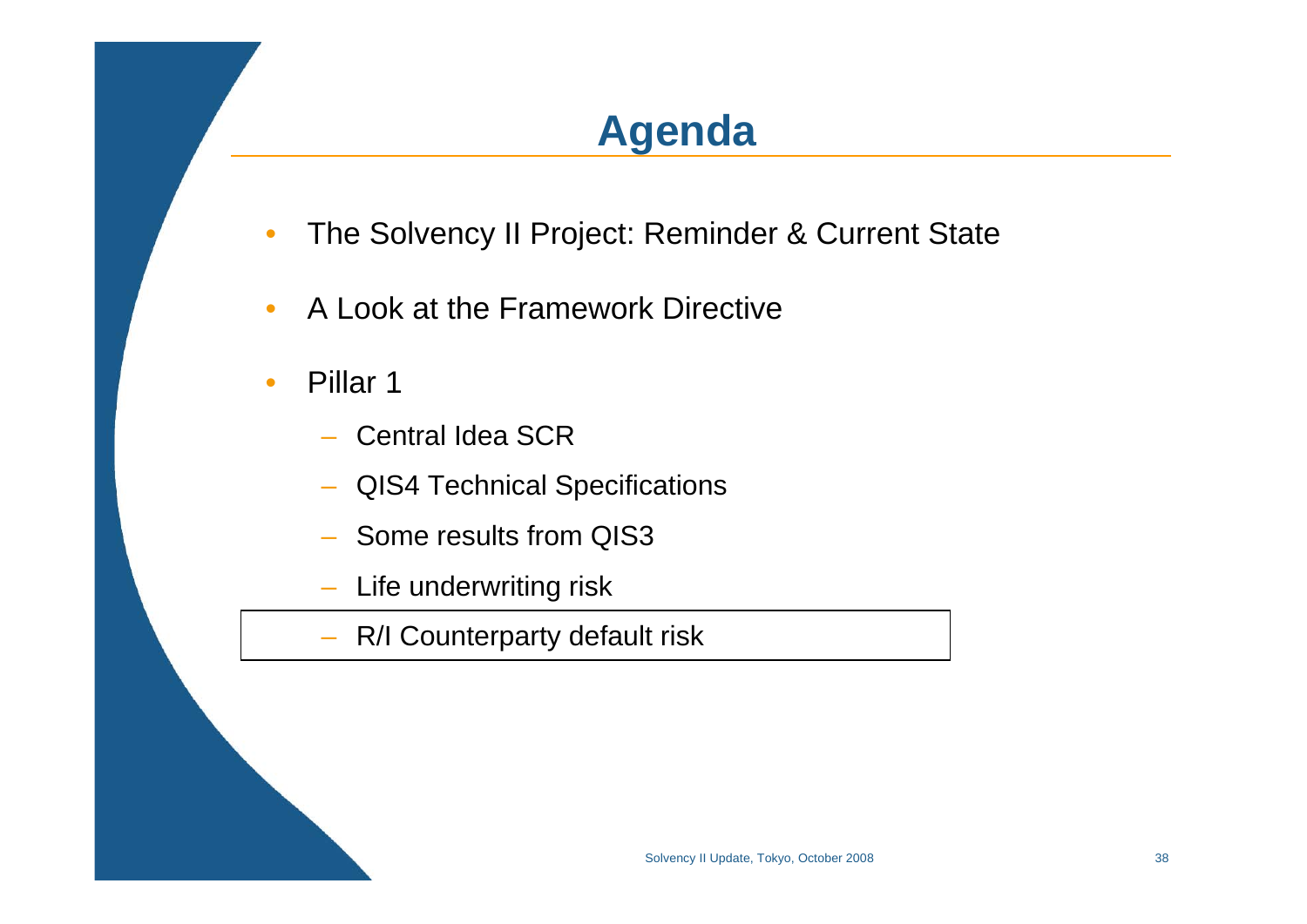# Agenda

- The Solvency II Project: Reminder & Current State
- A Look at the Framework Directive
- Pillar 1
  - Central Idea SCR
  - QIS4 Technical Specifications
  - Some results from QIS3
  - Life underwriting risk
  - R/I Counterparty default risk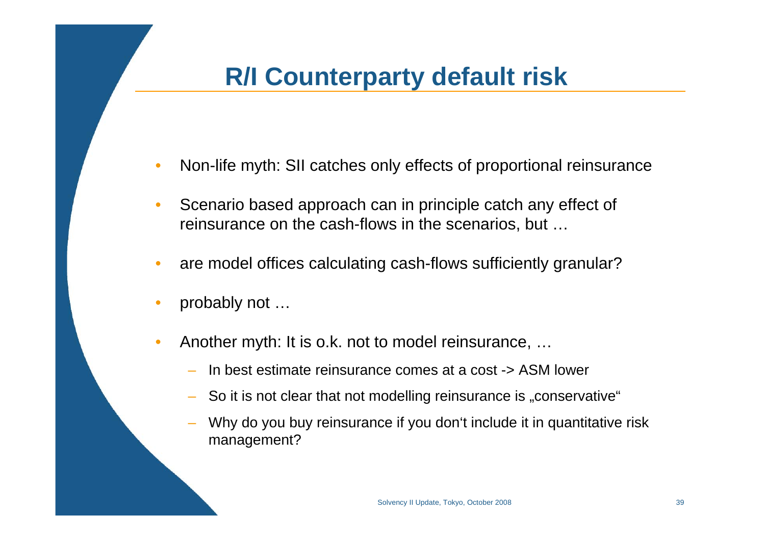# R/I Counterparty default risk

- Non-life myth: SII catches only effects of proportional reinsurance
- Scenario based approach can in principle catch any effect of reinsurance on the cash-flows in the scenarios, but …
- are model offices calculating cash-flows sufficiently granular?
- probably not …
- Another myth: It is o.k. not to model reinsurance, …
  - In best estimate reinsurance comes at a cost -> ASM lower
  - So it is not clear that not modelling reinsurance is „conservative“
  - Why do you buy reinsurance if you don‘t include it in quantitative risk management?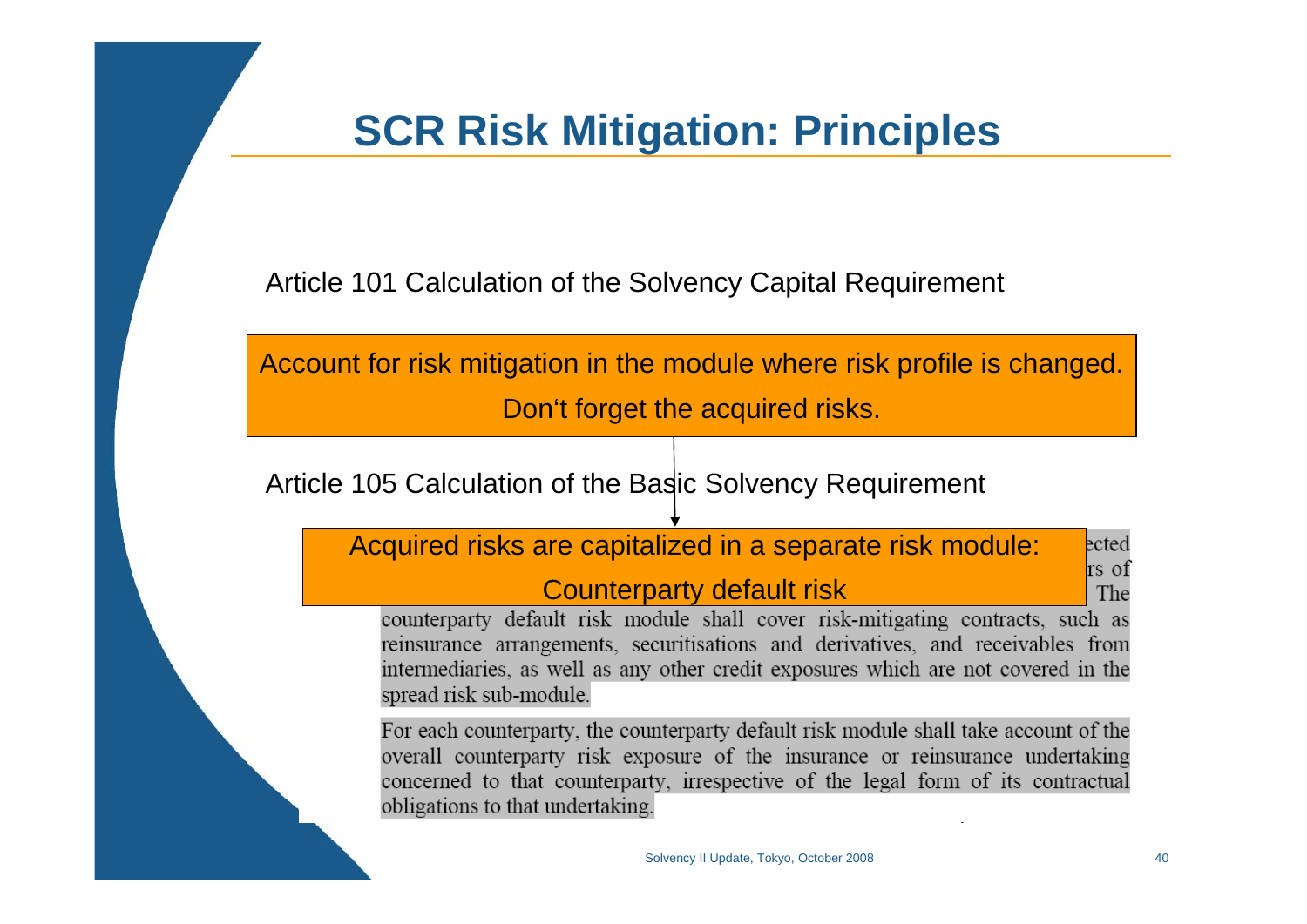# SCR Risk Mitigation: Principles

Article 101 Calculation of the Solvency Capital Requirement

Account for risk mitigation in the module where risk profile is changed.

Don‘t forget the acquired risks.

Article 105 Calculation of the Basic Solvency Requirement

Acquired risks are capitalized in a separate risk module:

Counterparty default risk

...ected ...rs of ... The counterparty default risk module shall cover risk-mitigating contracts, such as reinsurance arrangements, securitisations and derivatives, and receivables from intermediaries, as well as any other credit exposures which are not covered in the spread risk sub-module.

For each counterparty, the counterparty default risk module shall take account of the overall counterparty risk exposure of the insurance or reinsurance undertaking concerned to that counterparty, irrespective of the legal form of its contractual obligations to that undertaking.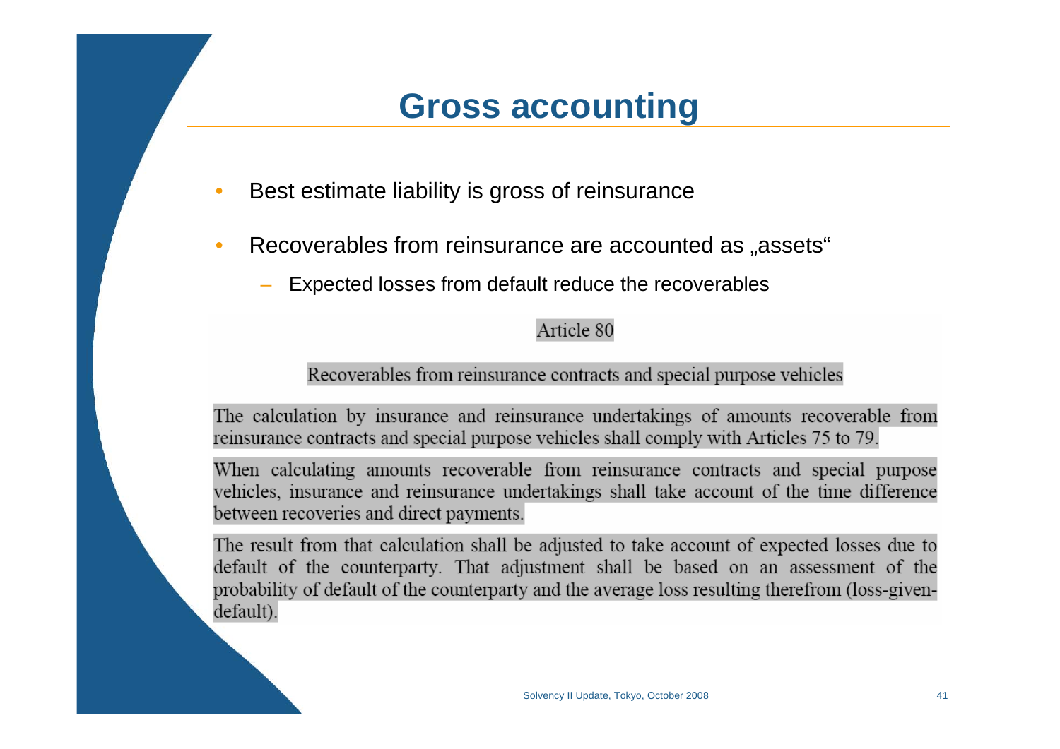# Gross accounting

- Best estimate liability is gross of reinsurance
- Recoverables from reinsurance are accounted as „assets"
  - Expected losses from default reduce the recoverables

Article 80

Recoverables from reinsurance contracts and special purpose vehicles

The calculation by insurance and reinsurance undertakings of amounts recoverable from reinsurance contracts and special purpose vehicles shall comply with Articles 75 to 79.

When calculating amounts recoverable from reinsurance contracts and special purpose vehicles, insurance and reinsurance undertakings shall take account of the time difference between recoveries and direct payments.

The result from that calculation shall be adjusted to take account of expected losses due to default of the counterparty. That adjustment shall be based on an assessment of the probability of default of the counterparty and the average loss resulting therefrom (loss-given-default).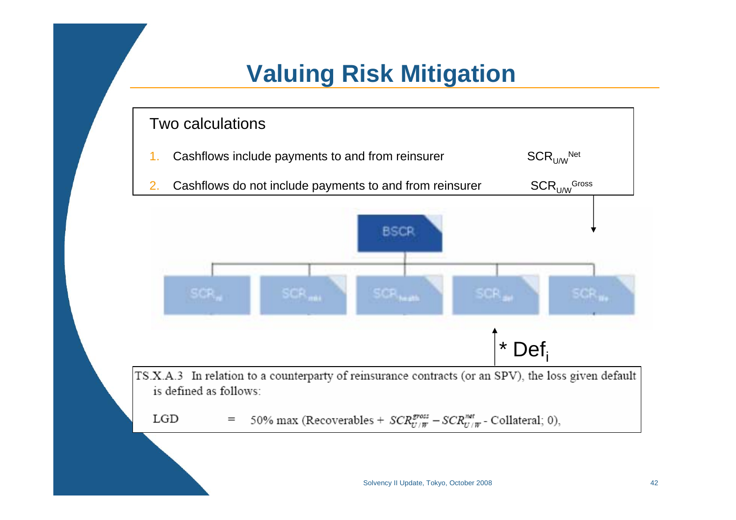# Valuing Risk Mitigation

Two calculations

1. Cashflows include payments to and from reinsurer — $SCR_{U/W}^{Net}$
2. Cashflows do not include payments to and from reinsurer — $SCR_{U/W}^{Gross}$

BSCR

SCR$_{nl}$ | SCR$_{mkt}$ | SCR$_{health}$ | SCR$_{def}$ | SCR$_{life}$

* $Def_i$

TS.X.A.3 In relation to a counterparty of reinsurance contracts (or an SPV), the loss given default is defined as follows:

$$LGD = 50\% \max(\text{Recoverables} + SCR_{U/W}^{gross} - SCR_{U/W}^{net} - \text{Collateral}; 0),$$

Solvency II Update, Tokyo, October 2008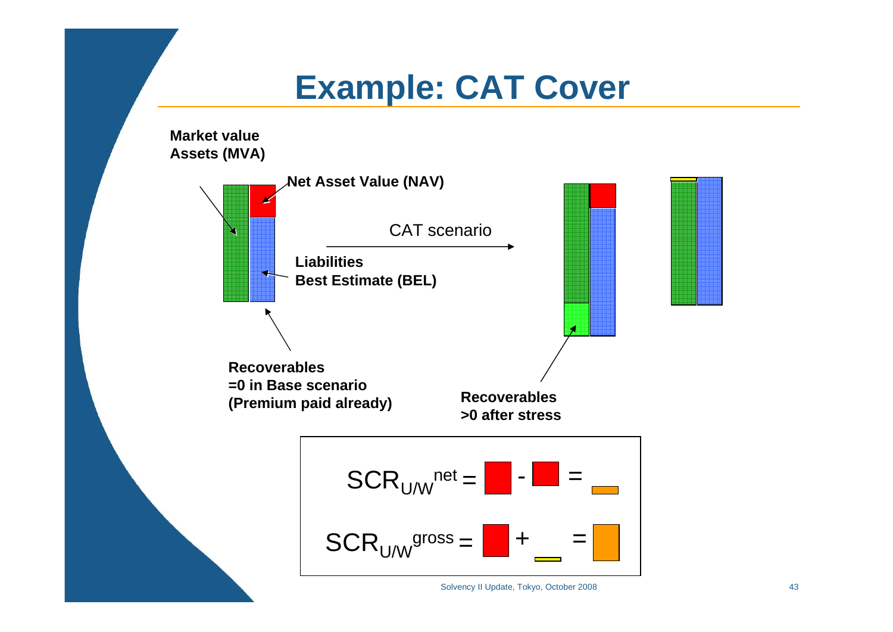# Example: CAT Cover

**Market value Assets (MVA)**

**Net Asset Value (NAV)**

CAT scenario

**Liabilities Best Estimate (BEL)**

**Recoverables =0 in Base scenario (Premium paid already)**

**Recoverables >0 after stress**

$SCR_{U/W}^{net}$ = [red] - [red] = [orange]

$SCR_{U/W}^{gross}$ = [red] + [yellow] = [orange]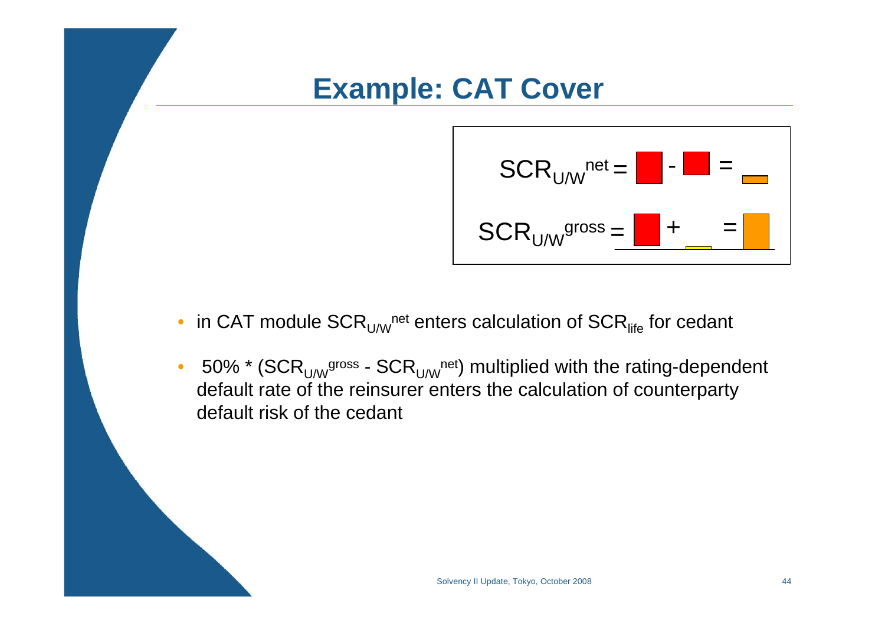# Example: CAT Cover

$$SCR_{U/W}^{net} = \quad - \quad =$$

$$SCR_{U/W}^{gross} = \quad + \quad =$$

- in CAT module $SCR_{U/W}^{net}$ enters calculation of $SCR_{life}$ for cedant
- 50% * ($SCR_{U/W}^{gross}$ - $SCR_{U/W}^{net}$) multiplied with the rating-dependent default rate of the reinsurer enters the calculation of counterparty default risk of the cedant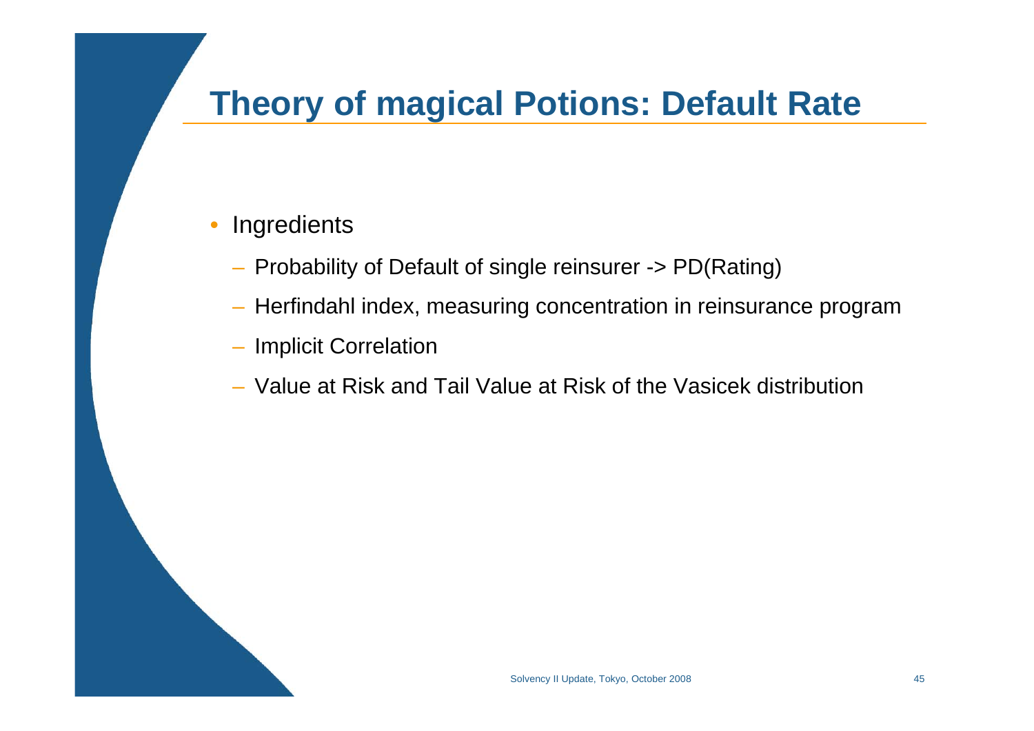# Theory of magical Potions: Default Rate

- Ingredients
  - Probability of Default of single reinsurer -> PD(Rating)
  - Herfindahl index, measuring concentration in reinsurance program
  - Implicit Correlation
  - Value at Risk and Tail Value at Risk of the Vasicek distribution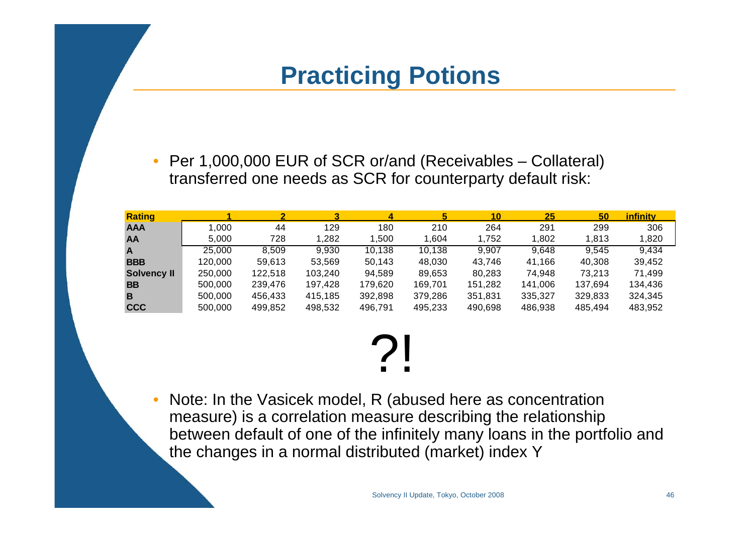# Practicing Potions

- Per 1,000,000 EUR of SCR or/and (Receivables – Collateral) transferred one needs as SCR for counterparty default risk:

| Rating | 1 | 2 | 3 | 4 | 5 | 10 | 25 | 50 | infinity |
|---|---|---|---|---|---|---|---|---|---|
| AAA | 1,000 | 44 | 129 | 180 | 210 | 264 | 291 | 299 | 306 |
| AA | 5,000 | 728 | 1,282 | 1,500 | 1,604 | 1,752 | 1,802 | 1,813 | 1,820 |
| A | 25,000 | 8,509 | 9,930 | 10,138 | 10,138 | 9,907 | 9,648 | 9,545 | 9,434 |
| BBB | 120,000 | 59,613 | 53,569 | 50,143 | 48,030 | 43,746 | 41,166 | 40,308 | 39,452 |
| Solvency II | 250,000 | 122,518 | 103,240 | 94,589 | 89,653 | 80,283 | 74,948 | 73,213 | 71,499 |
| BB | 500,000 | 239,476 | 197,428 | 179,620 | 169,701 | 151,282 | 141,006 | 137,694 | 134,436 |
| B | 500,000 | 456,433 | 415,185 | 392,898 | 379,286 | 351,831 | 335,327 | 329,833 | 324,345 |
| CCC | 500,000 | 499,852 | 498,532 | 496,791 | 495,233 | 490,698 | 486,938 | 485,494 | 483,952 |

?!

- Note: In the Vasicek model, R (abused here as concentration measure) is a correlation measure describing the relationship between default of one of the infinitely many loans in the portfolio and the changes in a normal distributed (market) index Y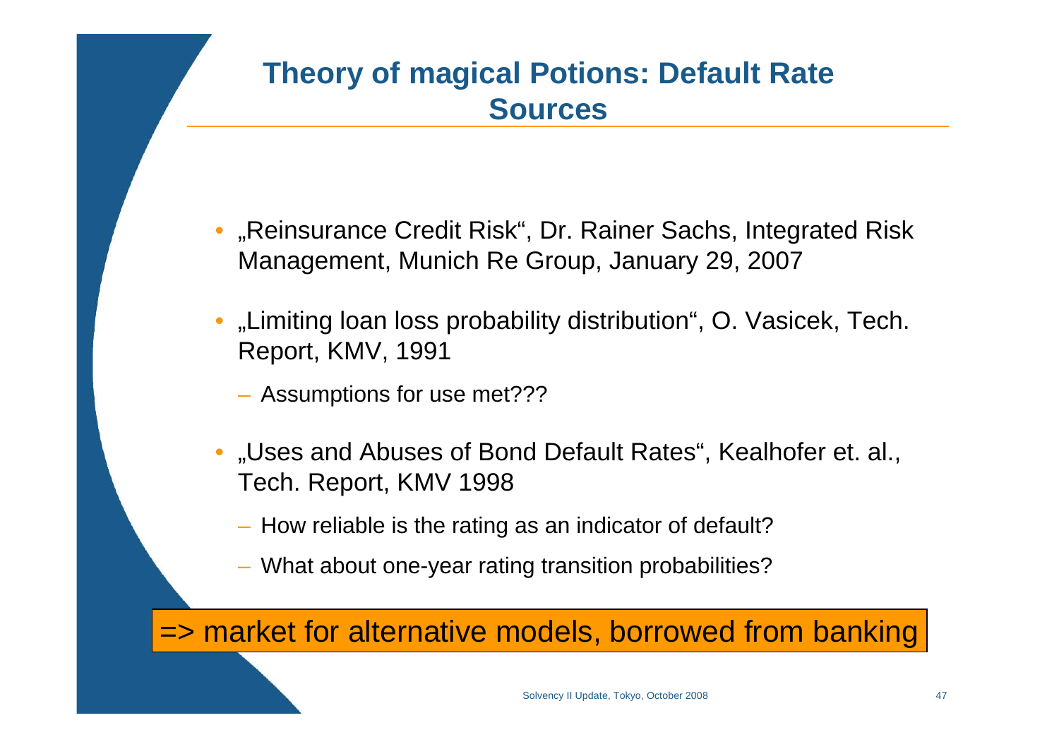## Theory of magical Potions: Default Rate Sources

- „Reinsurance Credit Risk“, Dr. Rainer Sachs, Integrated Risk Management, Munich Re Group, January 29, 2007
- „Limiting loan loss probability distribution“, O. Vasicek, Tech. Report, KMV, 1991
  - Assumptions for use met???
- „Uses and Abuses of Bond Default Rates“, Kealhofer et. al., Tech. Report, KMV 1998
  - How reliable is the rating as an indicator of default?
  - What about one-year rating transition probabilities?

=> market for alternative models, borrowed from banking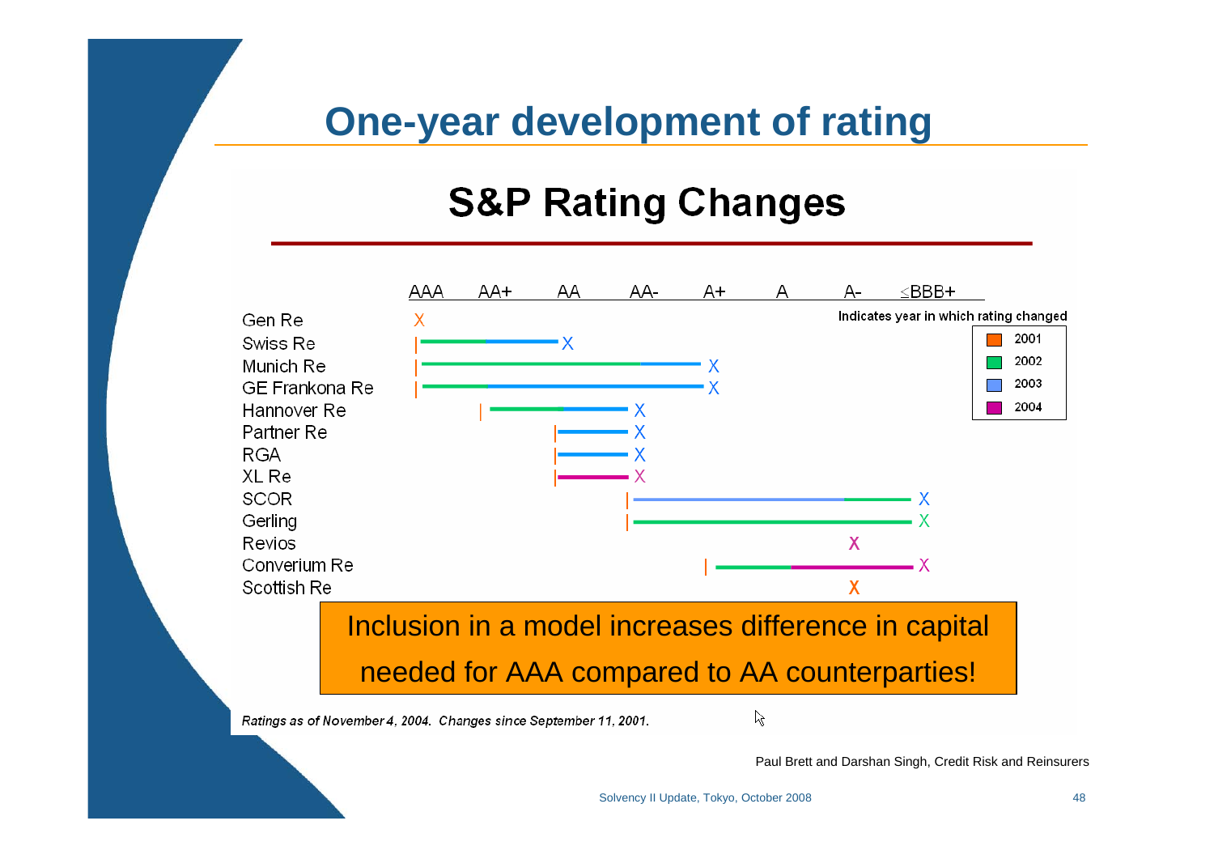# One-year development of rating

## S&P Rating Changes

| | AAA | AA+ | AA | AA- | A+ | A | A- | ≤BBB+ |
|---|---|---|---|---|---|---|---|---|
| Gen Re | X | | | | | | | |
| Swiss Re | \| | | X | | | | | |
| Munich Re | \| | | | | X | | | |
| GE Frankona Re | \| | | | | X | | | |
| Hannover Re | | \| | | X | | | | |
| Partner Re | | | \| | X | | | | |
| RGA | | | \| | X | | | | |
| XL Re | | | \| | X | | | | |
| SCOR | | | | \| | | | | X |
| Gerling | | | | \| | | | | X |
| Revios | | | | | | | X | |
| Converium Re | | | | | \| | | | X |
| Scottish Re | | | | | | | X | |

Indicates year in which rating changed: 2001, 2002, 2003, 2004

Inclusion in a model increases difference in capital needed for AAA compared to AA counterparties!

*Ratings as of November 4, 2004. Changes since September 11, 2001.*

Paul Brett and Darshan Singh, Credit Risk and Reinsurers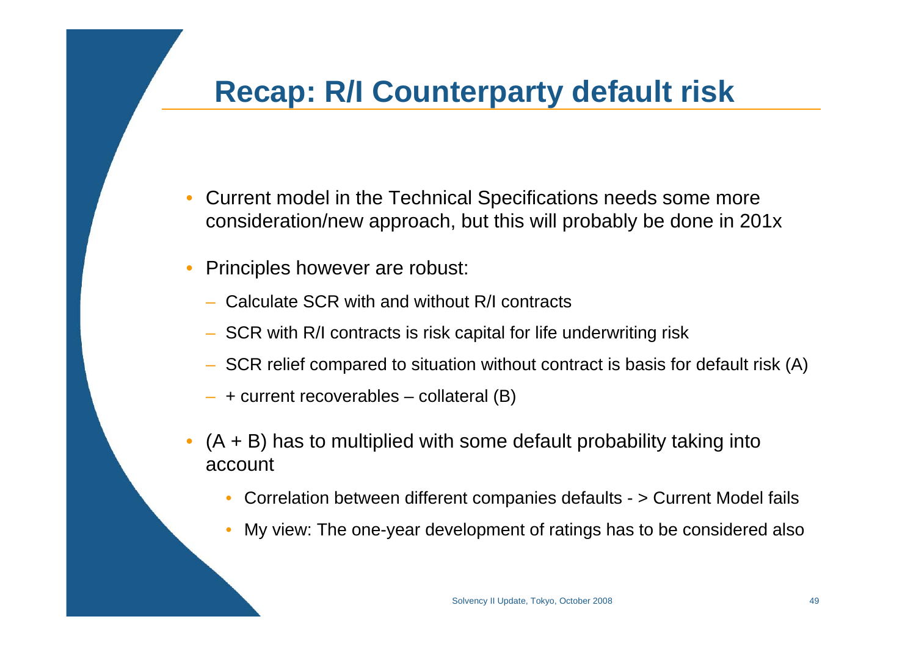# Recap: R/I Counterparty default risk

- Current model in the Technical Specifications needs some more consideration/new approach, but this will probably be done in 201x
- Principles however are robust:
  - Calculate SCR with and without R/I contracts
  - SCR with R/I contracts is risk capital for life underwriting risk
  - SCR relief compared to situation without contract is basis for default risk (A)
  - + current recoverables – collateral (B)
- (A + B) has to multiplied with some default probability taking into account
  - Correlation between different companies defaults - > Current Model fails
  - My view: The one-year development of ratings has to be considered also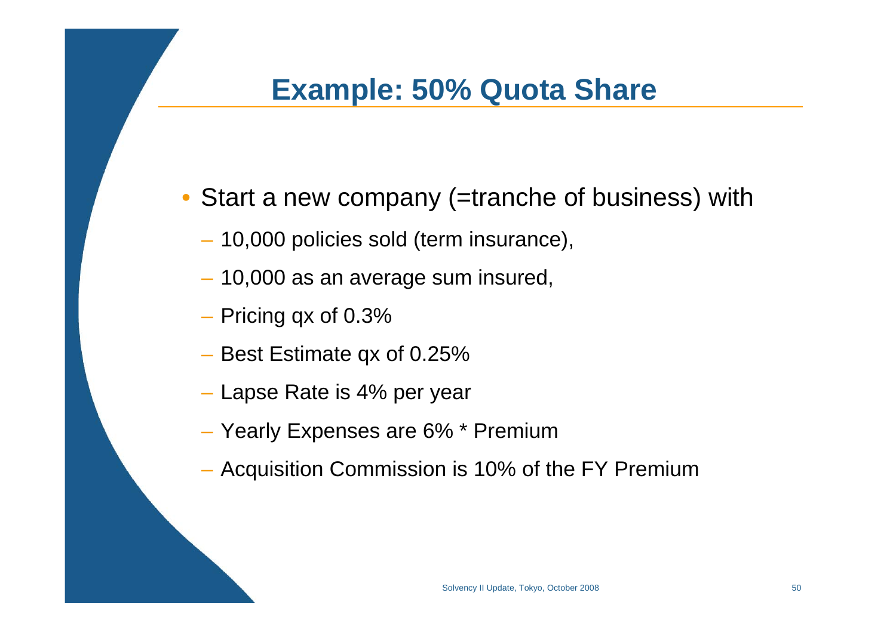# Example: 50% Quota Share

- Start a new company (=tranche of business) with
  - 10,000 policies sold (term insurance),
  - 10,000 as an average sum insured,
  - Pricing qx of 0.3%
  - Best Estimate qx of 0.25%
  - Lapse Rate is 4% per year
  - Yearly Expenses are 6% * Premium
  - Acquisition Commission is 10% of the FY Premium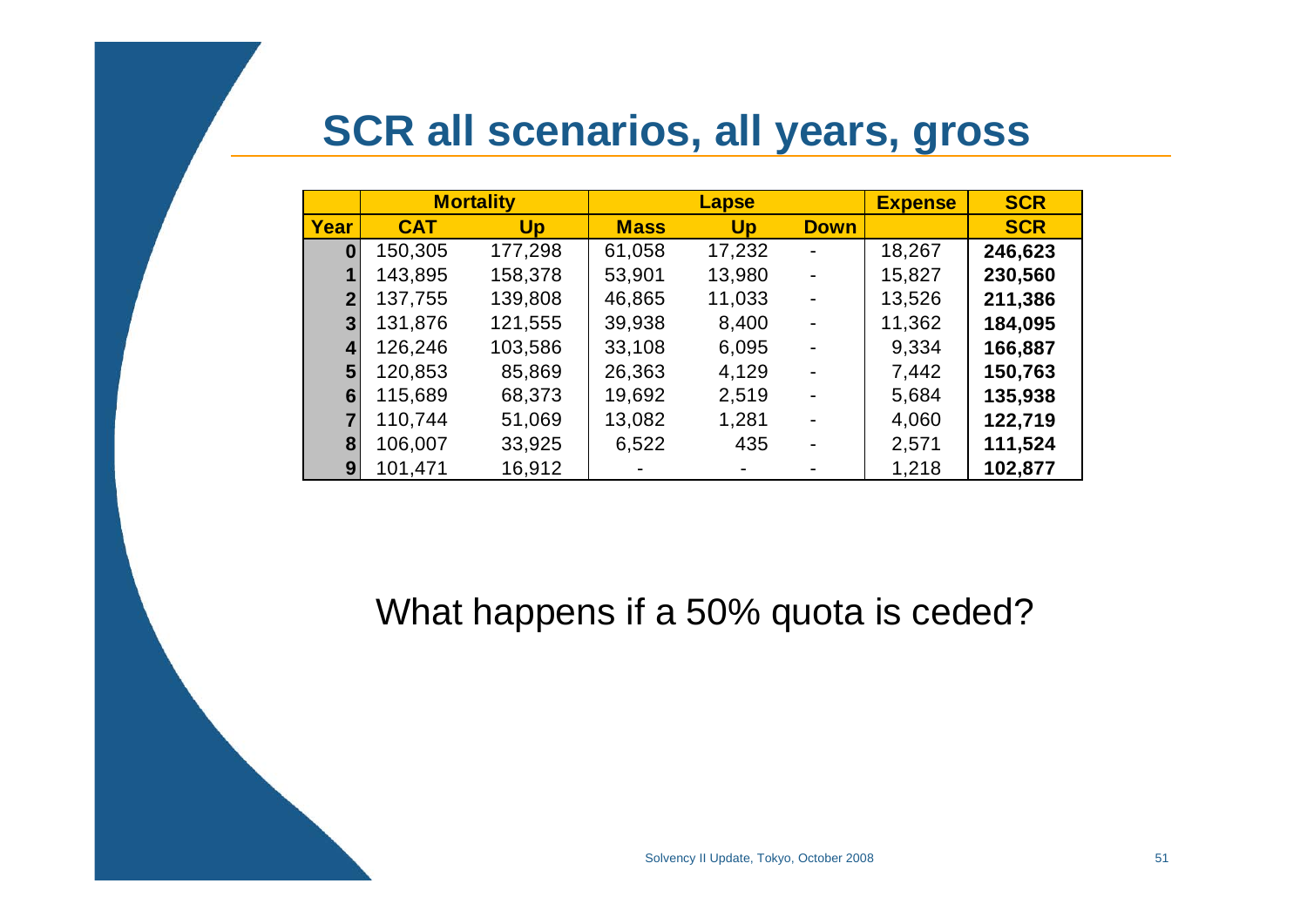# SCR all scenarios, all years, gross

| | Mortality | | Lapse | | | Expense | SCR |
|---|---|---|---|---|---|---|---|
| **Year** | **CAT** | **Up** | **Mass** | **Up** | **Down** | | **SCR** |
| **0** | 150,305 | 177,298 | 61,058 | 17,232 | - | 18,267 | **246,623** |
| **1** | 143,895 | 158,378 | 53,901 | 13,980 | - | 15,827 | **230,560** |
| **2** | 137,755 | 139,808 | 46,865 | 11,033 | - | 13,526 | **211,386** |
| **3** | 131,876 | 121,555 | 39,938 | 8,400 | - | 11,362 | **184,095** |
| **4** | 126,246 | 103,586 | 33,108 | 6,095 | - | 9,334 | **166,887** |
| **5** | 120,853 | 85,869 | 26,363 | 4,129 | - | 7,442 | **150,763** |
| **6** | 115,689 | 68,373 | 19,692 | 2,519 | - | 5,684 | **135,938** |
| **7** | 110,744 | 51,069 | 13,082 | 1,281 | - | 4,060 | **122,719** |
| **8** | 106,007 | 33,925 | 6,522 | 435 | - | 2,571 | **111,524** |
| **9** | 101,471 | 16,912 | - | - | - | 1,218 | **102,877** |

What happens if a 50% quota is ceded?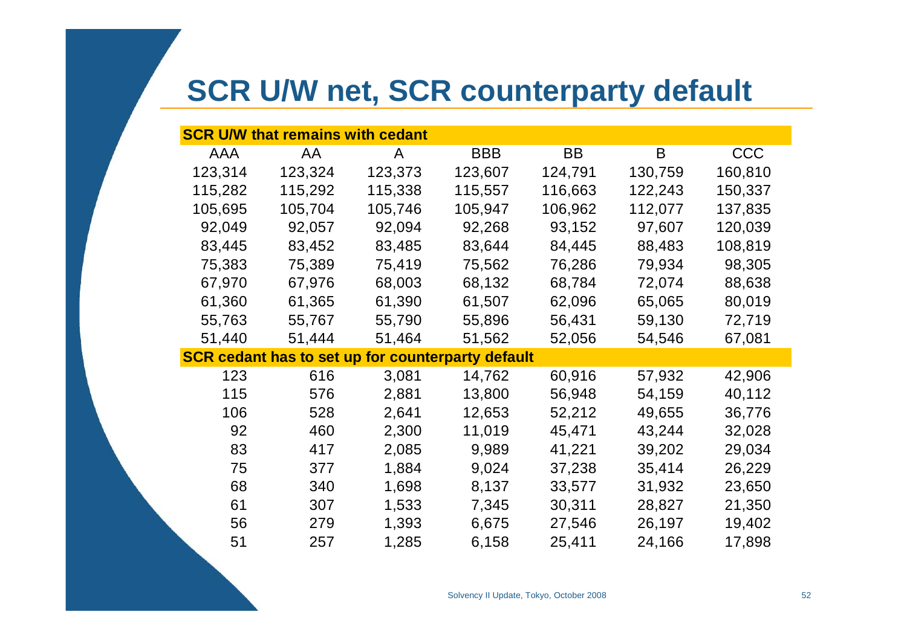# SCR U/W net, SCR counterparty default

| AAA | AA | A | BBB | BB | B | CCC |
|---|---|---|---|---|---|---|
| **SCR U/W that remains with cedant** | | | | | | |
| 123,314 | 123,324 | 123,373 | 123,607 | 124,791 | 130,759 | 160,810 |
| 115,282 | 115,292 | 115,338 | 115,557 | 116,663 | 122,243 | 150,337 |
| 105,695 | 105,704 | 105,746 | 105,947 | 106,962 | 112,077 | 137,835 |
| 92,049 | 92,057 | 92,094 | 92,268 | 93,152 | 97,607 | 120,039 |
| 83,445 | 83,452 | 83,485 | 83,644 | 84,445 | 88,483 | 108,819 |
| 75,383 | 75,389 | 75,419 | 75,562 | 76,286 | 79,934 | 98,305 |
| 67,970 | 67,976 | 68,003 | 68,132 | 68,784 | 72,074 | 88,638 |
| 61,360 | 61,365 | 61,390 | 61,507 | 62,096 | 65,065 | 80,019 |
| 55,763 | 55,767 | 55,790 | 55,896 | 56,431 | 59,130 | 72,719 |
| 51,440 | 51,444 | 51,464 | 51,562 | 52,056 | 54,546 | 67,081 |
| **SCR cedant has to set up for counterparty default** | | | | | | |
| 123 | 616 | 3,081 | 14,762 | 60,916 | 57,932 | 42,906 |
| 115 | 576 | 2,881 | 13,800 | 56,948 | 54,159 | 40,112 |
| 106 | 528 | 2,641 | 12,653 | 52,212 | 49,655 | 36,776 |
| 92 | 460 | 2,300 | 11,019 | 45,471 | 43,244 | 32,028 |
| 83 | 417 | 2,085 | 9,989 | 41,221 | 39,202 | 29,034 |
| 75 | 377 | 1,884 | 9,024 | 37,238 | 35,414 | 26,229 |
| 68 | 340 | 1,698 | 8,137 | 33,577 | 31,932 | 23,650 |
| 61 | 307 | 1,533 | 7,345 | 30,311 | 28,827 | 21,350 |
| 56 | 279 | 1,393 | 6,675 | 27,546 | 26,197 | 19,402 |
| 51 | 257 | 1,285 | 6,158 | 25,411 | 24,166 | 17,898 |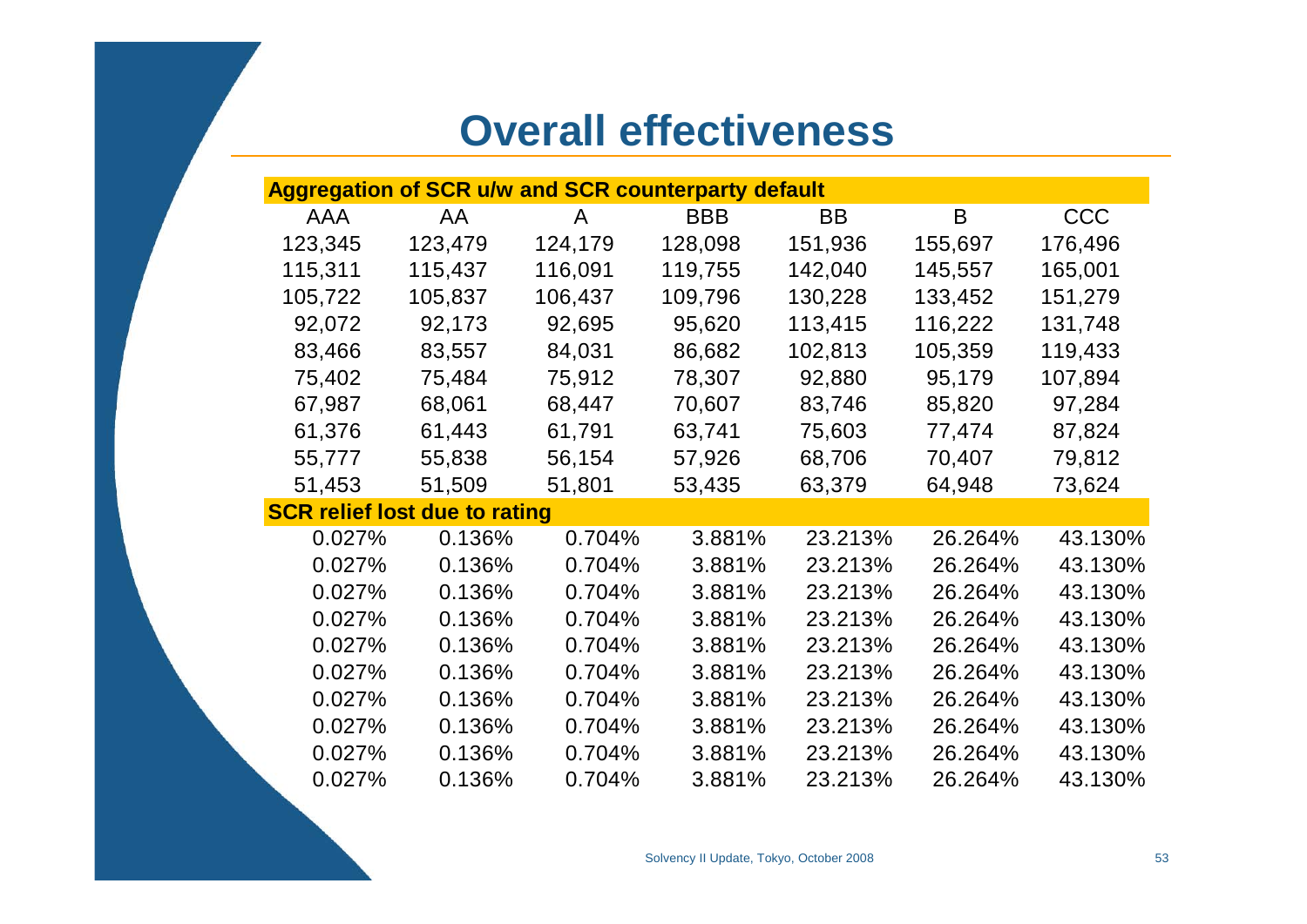# Overall effectiveness

| Aggregation of SCR u/w and SCR counterparty default | | | | | | |
|---|---|---|---|---|---|---|
| AAA | AA | A | BBB | BB | B | CCC |
| 123,345 | 123,479 | 124,179 | 128,098 | 151,936 | 155,697 | 176,496 |
| 115,311 | 115,437 | 116,091 | 119,755 | 142,040 | 145,557 | 165,001 |
| 105,722 | 105,837 | 106,437 | 109,796 | 130,228 | 133,452 | 151,279 |
| 92,072 | 92,173 | 92,695 | 95,620 | 113,415 | 116,222 | 131,748 |
| 83,466 | 83,557 | 84,031 | 86,682 | 102,813 | 105,359 | 119,433 |
| 75,402 | 75,484 | 75,912 | 78,307 | 92,880 | 95,179 | 107,894 |
| 67,987 | 68,061 | 68,447 | 70,607 | 83,746 | 85,820 | 97,284 |
| 61,376 | 61,443 | 61,791 | 63,741 | 75,603 | 77,474 | 87,824 |
| 55,777 | 55,838 | 56,154 | 57,926 | 68,706 | 70,407 | 79,812 |
| 51,453 | 51,509 | 51,801 | 53,435 | 63,379 | 64,948 | 73,624 |
| **SCR relief lost due to rating** | | | | | | |
| 0.027% | 0.136% | 0.704% | 3.881% | 23.213% | 26.264% | 43.130% |
| 0.027% | 0.136% | 0.704% | 3.881% | 23.213% | 26.264% | 43.130% |
| 0.027% | 0.136% | 0.704% | 3.881% | 23.213% | 26.264% | 43.130% |
| 0.027% | 0.136% | 0.704% | 3.881% | 23.213% | 26.264% | 43.130% |
| 0.027% | 0.136% | 0.704% | 3.881% | 23.213% | 26.264% | 43.130% |
| 0.027% | 0.136% | 0.704% | 3.881% | 23.213% | 26.264% | 43.130% |
| 0.027% | 0.136% | 0.704% | 3.881% | 23.213% | 26.264% | 43.130% |
| 0.027% | 0.136% | 0.704% | 3.881% | 23.213% | 26.264% | 43.130% |
| 0.027% | 0.136% | 0.704% | 3.881% | 23.213% | 26.264% | 43.130% |
| 0.027% | 0.136% | 0.704% | 3.881% | 23.213% | 26.264% | 43.130% |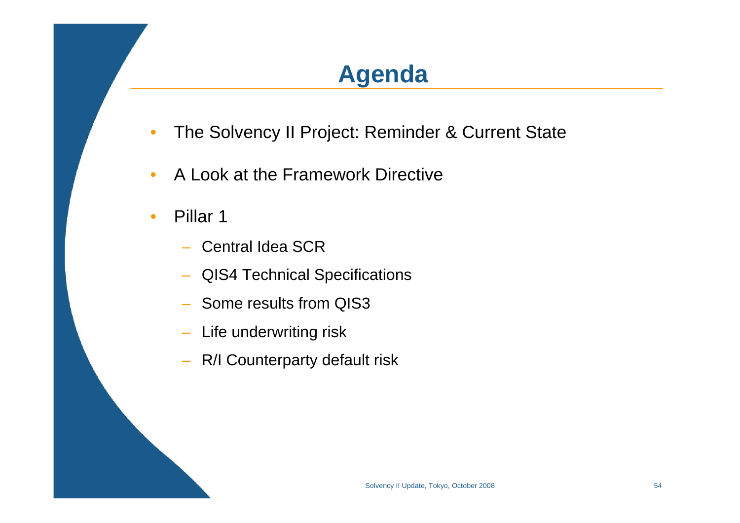# Agenda

- The Solvency II Project: Reminder & Current State
- A Look at the Framework Directive
- Pillar 1
  - Central Idea SCR
  - QIS4 Technical Specifications
  - Some results from QIS3
  - Life underwriting risk
  - R/I Counterparty default risk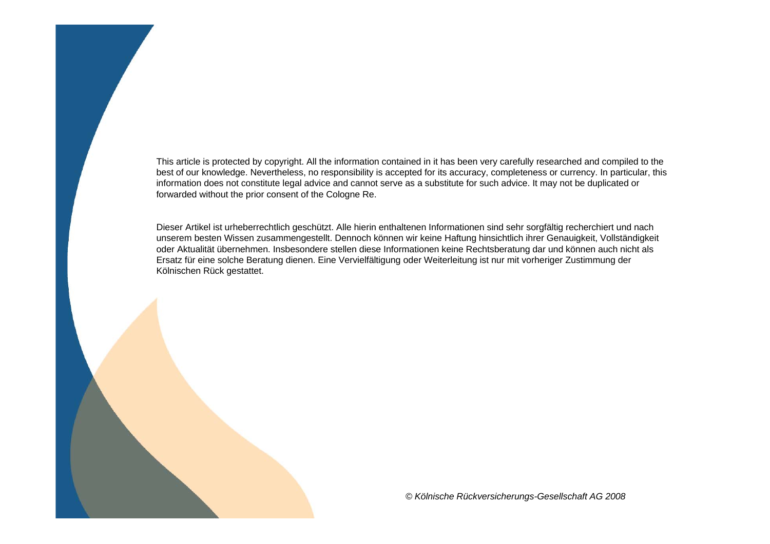This article is protected by copyright. All the information contained in it has been very carefully researched and compiled to the best of our knowledge. Nevertheless, no responsibility is accepted for its accuracy, completeness or currency. In particular, this information does not constitute legal advice and cannot serve as a substitute for such advice. It may not be duplicated or forwarded without the prior consent of the Cologne Re.

Dieser Artikel ist urheberrechtlich geschützt. Alle hierin enthaltenen Informationen sind sehr sorgfältig recherchiert und nach unserem besten Wissen zusammengestellt. Dennoch können wir keine Haftung hinsichtlich ihrer Genauigkeit, Vollständigkeit oder Aktualität übernehmen. Insbesondere stellen diese Informationen keine Rechtsberatung dar und können auch nicht als Ersatz für eine solche Beratung dienen. Eine Vervielfältigung oder Weiterleitung ist nur mit vorheriger Zustimmung der Kölnischen Rück gestattet.

*© Kölnische Rückversicherungs-Gesellschaft AG 2008*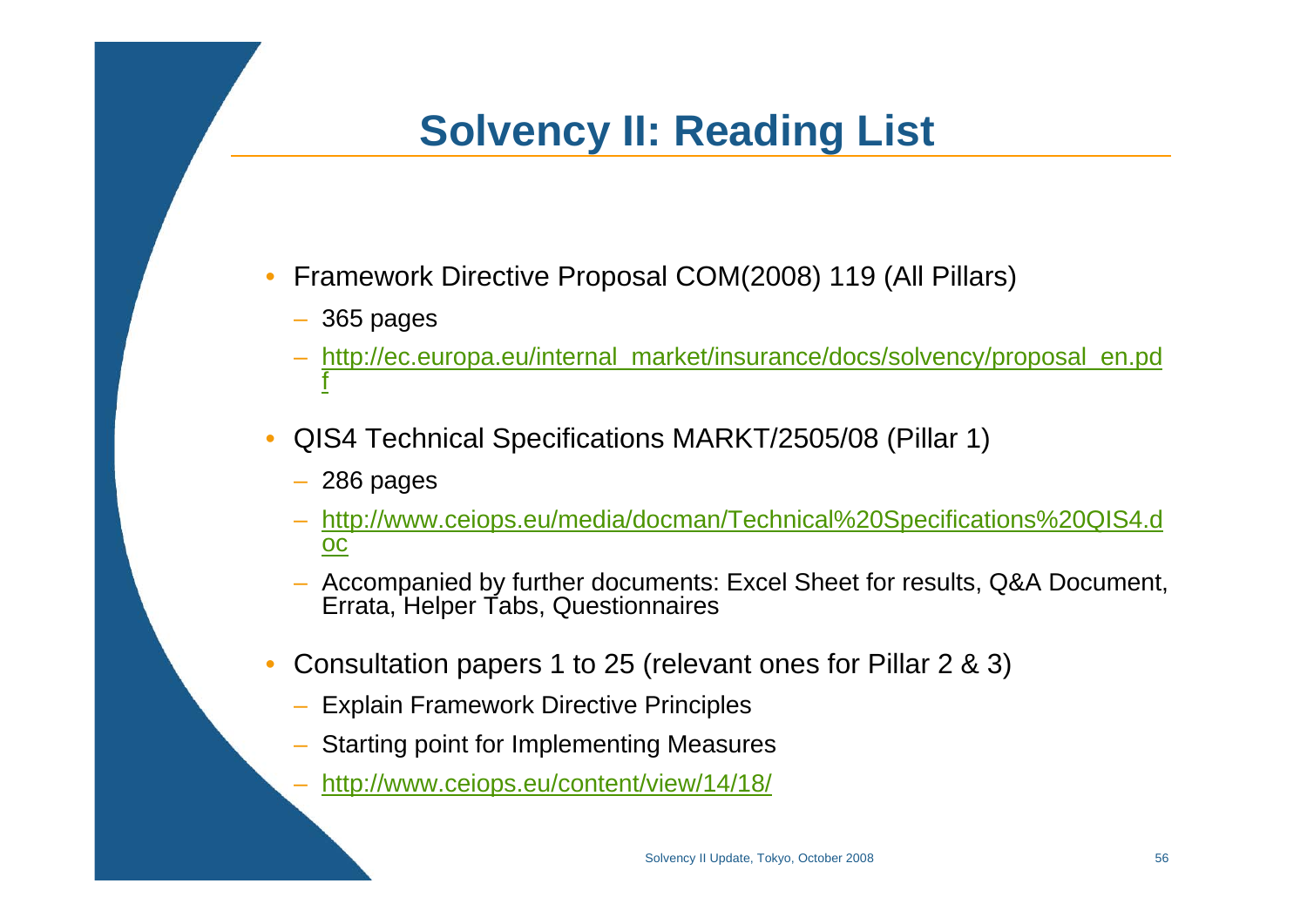# Solvency II: Reading List

- Framework Directive Proposal COM(2008) 119 (All Pillars)
  - 365 pages
  - http://ec.europa.eu/internal_market/insurance/docs/solvency/proposal_en.pdf
- QIS4 Technical Specifications MARKT/2505/08 (Pillar 1)
  - 286 pages
  - http://www.ceiops.eu/media/docman/Technical%20Specifications%20QIS4.doc
  - Accompanied by further documents: Excel Sheet for results, Q&A Document, Errata, Helper Tabs, Questionnaires
- Consultation papers 1 to 25 (relevant ones for Pillar 2 & 3)
  - Explain Framework Directive Principles
  - Starting point for Implementing Measures
  - http://www.ceiops.eu/content/view/14/18/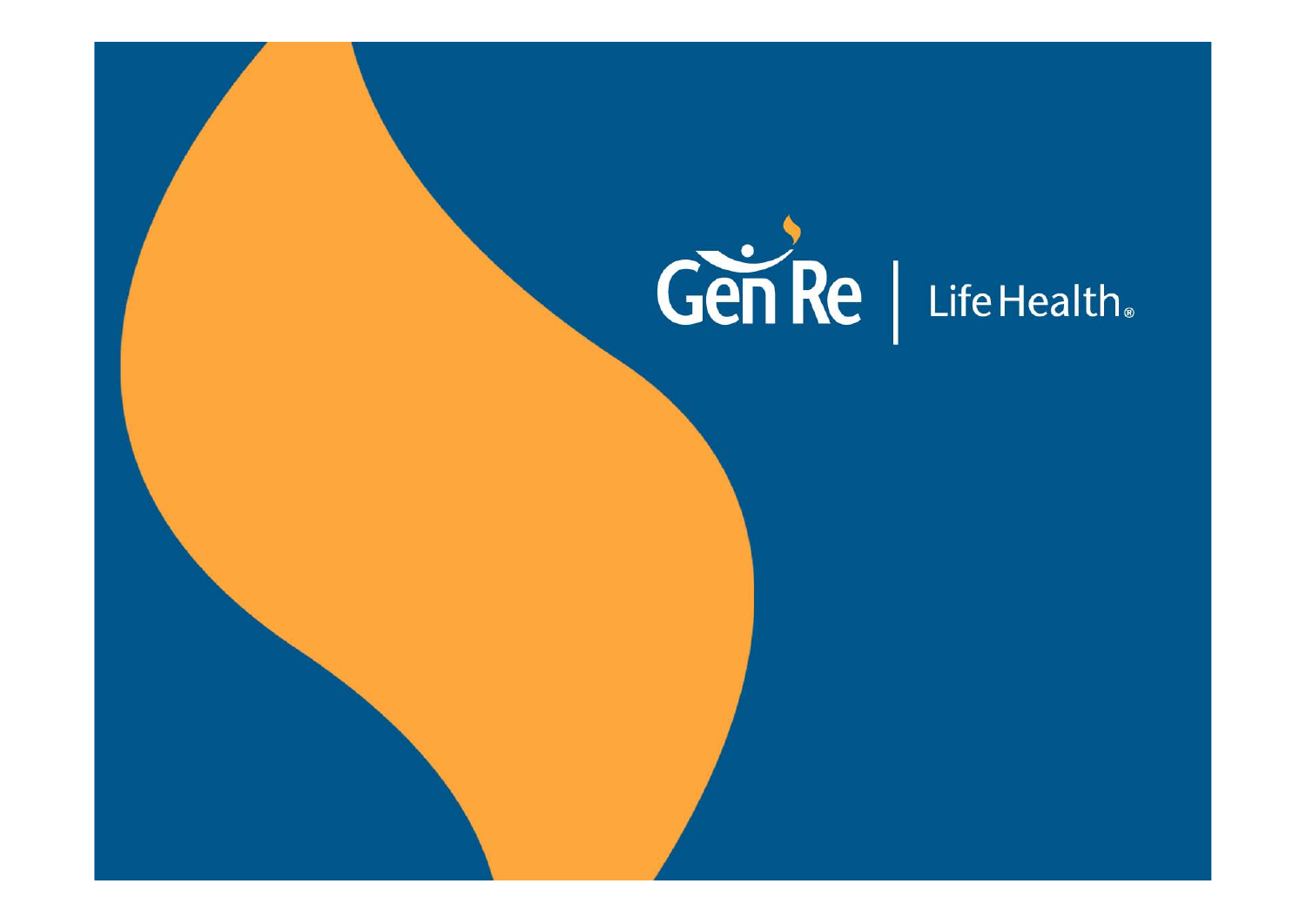Gen Re | LifeHealth®